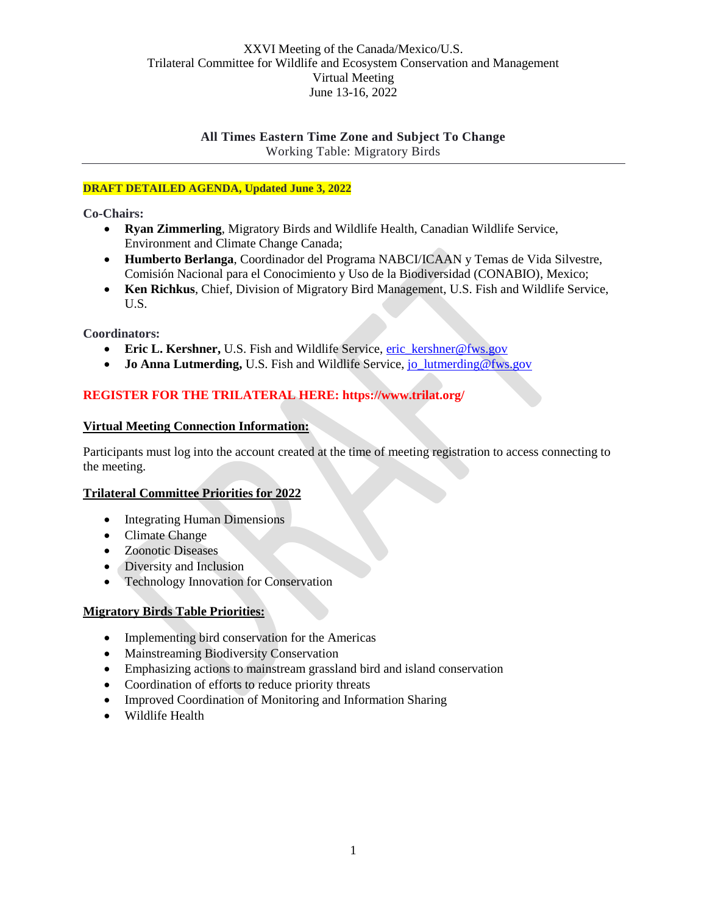XXVI Meeting of the Canada/Mexico/U.S.
Trilateral Committee for Wildlife and Ecosystem Conservation and Management
Virtual Meeting
June 13-16, 2022

**All Times Eastern Time Zone and Subject To Change**
Working Table: Migratory Birds

---

**DRAFT DETAILED AGENDA, Updated June 3, 2022**

**Co-Chairs:**

- **Ryan Zimmerling**, Migratory Birds and Wildlife Health, Canadian Wildlife Service, Environment and Climate Change Canada;
- **Humberto Berlanga**, Coordinador del Programa NABCI/ICAAN y Temas de Vida Silvestre, Comisión Nacional para el Conocimiento y Uso de la Biodiversidad (CONABIO), Mexico;
- **Ken Richkus**, Chief, Division of Migratory Bird Management, U.S. Fish and Wildlife Service, U.S.

**Coordinators:**

- **Eric L. Kershner,** U.S. Fish and Wildlife Service, eric_kershner@fws.gov
- **Jo Anna Lutmerding,** U.S. Fish and Wildlife Service, jo_lutmerding@fws.gov

**REGISTER FOR THE TRILATERAL HERE: https://www.trilat.org/**

**Virtual Meeting Connection Information:**

Participants must log into the account created at the time of meeting registration to access connecting to the meeting.

**Trilateral Committee Priorities for 2022**

- Integrating Human Dimensions
- Climate Change
- Zoonotic Diseases
- Diversity and Inclusion
- Technology Innovation for Conservation

**Migratory Birds Table Priorities:**

- Implementing bird conservation for the Americas
- Mainstreaming Biodiversity Conservation
- Emphasizing actions to mainstream grassland bird and island conservation
- Coordination of efforts to reduce priority threats
- Improved Coordination of Monitoring and Information Sharing
- Wildlife Health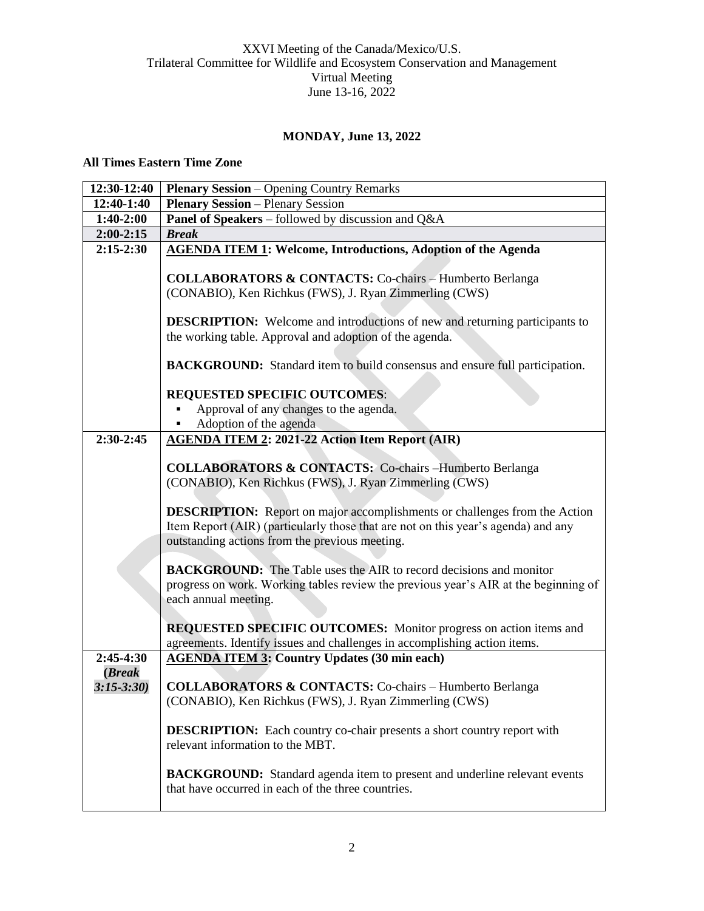XXVI Meeting of the Canada/Mexico/U.S.
Trilateral Committee for Wildlife and Ecosystem Conservation and Management
Virtual Meeting
June 13-16, 2022

**MONDAY, June 13, 2022**

**All Times Eastern Time Zone**

| | |
|---|---|
| **12:30-12:40** | **Plenary Session** – Opening Country Remarks |
| **12:40-1:40** | **Plenary Session –** Plenary Session |
| **1:40-2:00** | **Panel of Speakers** – followed by discussion and Q&A |
| **2:00-2:15** | ***Break*** |
| **2:15-2:30** | **AGENDA ITEM 1: Welcome, Introductions, Adoption of the Agenda**<br><br>**COLLABORATORS & CONTACTS:** Co-chairs – Humberto Berlanga (CONABIO), Ken Richkus (FWS), J. Ryan Zimmerling (CWS)<br><br>**DESCRIPTION:** Welcome and introductions of new and returning participants to the working table. Approval and adoption of the agenda.<br><br>**BACKGROUND:** Standard item to build consensus and ensure full participation.<br><br>**REQUESTED SPECIFIC OUTCOMES**:<br>▪ Approval of any changes to the agenda.<br>▪ Adoption of the agenda |
| **2:30-2:45** | **AGENDA ITEM 2: 2021-22 Action Item Report (AIR)**<br><br>**COLLABORATORS & CONTACTS:** Co-chairs –Humberto Berlanga (CONABIO), Ken Richkus (FWS), J. Ryan Zimmerling (CWS)<br><br>**DESCRIPTION:** Report on major accomplishments or challenges from the Action Item Report (AIR) (particularly those that are not on this year's agenda) and any outstanding actions from the previous meeting.<br><br>**BACKGROUND:** The Table uses the AIR to record decisions and monitor progress on work. Working tables review the previous year's AIR at the beginning of each annual meeting.<br><br>**REQUESTED SPECIFIC OUTCOMES:** Monitor progress on action items and agreements. Identify issues and challenges in accomplishing action items. |
| **2:45-4:30**<br>**(*Break 3:15-3:30)*** | **AGENDA ITEM 3: Country Updates (30 min each)**<br><br>**COLLABORATORS & CONTACTS:** Co-chairs – Humberto Berlanga (CONABIO), Ken Richkus (FWS), J. Ryan Zimmerling (CWS)<br><br>**DESCRIPTION:** Each country co-chair presents a short country report with relevant information to the MBT.<br><br>**BACKGROUND:** Standard agenda item to present and underline relevant events that have occurred in each of the three countries. |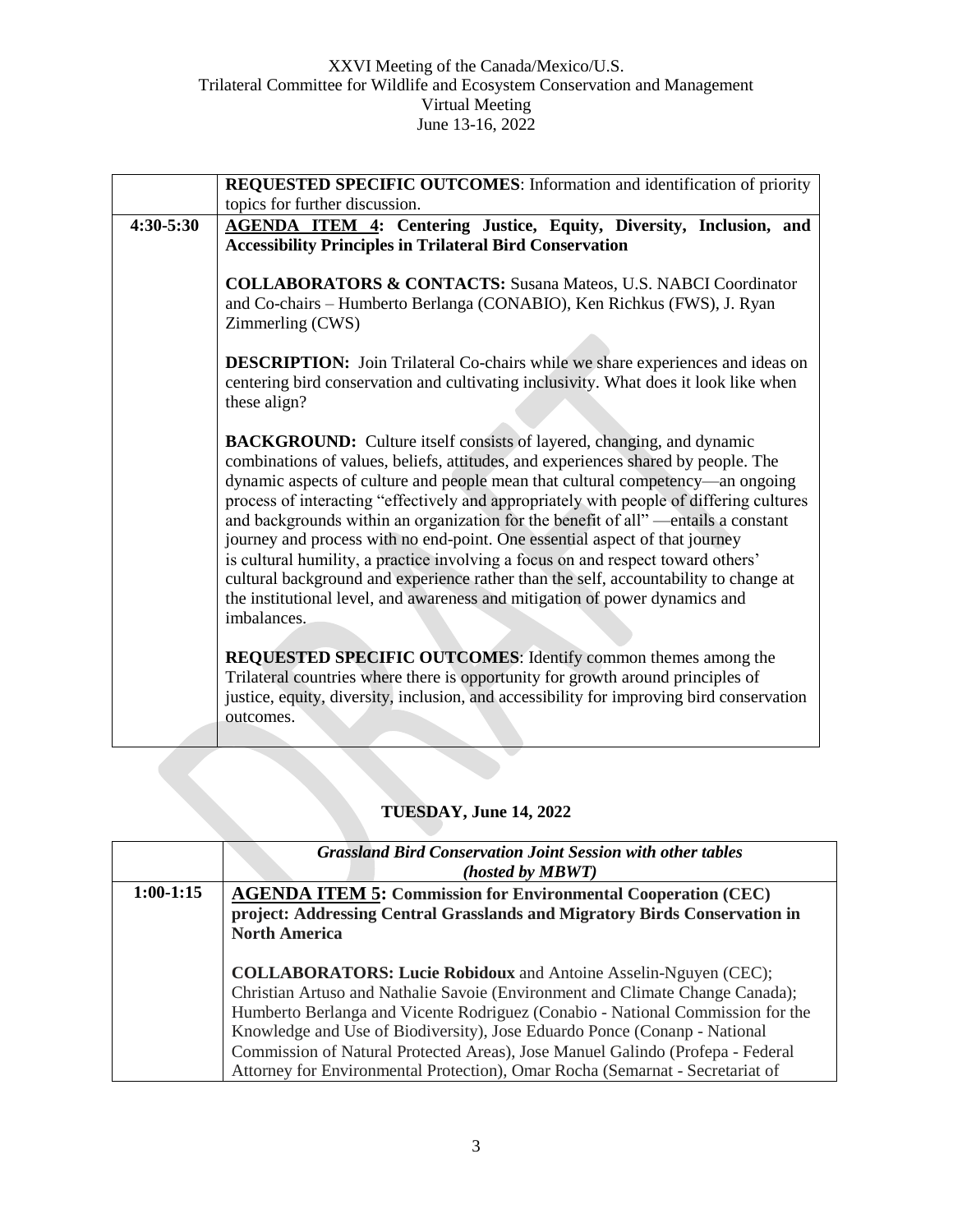| | **REQUESTED SPECIFIC OUTCOMES**: Information and identification of priority topics for further discussion. |
|---|---|
| **4:30-5:30** | <u>**AGENDA ITEM 4**</u>**: Centering Justice, Equity, Diversity, Inclusion, and Accessibility Principles in Trilateral Bird Conservation**<br><br>**COLLABORATORS & CONTACTS:** Susana Mateos, U.S. NABCI Coordinator and Co-chairs – Humberto Berlanga (CONABIO), Ken Richkus (FWS), J. Ryan Zimmerling (CWS)<br><br>**DESCRIPTION:** Join Trilateral Co-chairs while we share experiences and ideas on centering bird conservation and cultivating inclusivity. What does it look like when these align?<br><br>**BACKGROUND:** Culture itself consists of layered, changing, and dynamic combinations of values, beliefs, attitudes, and experiences shared by people. The dynamic aspects of culture and people mean that cultural competency—an ongoing process of interacting "effectively and appropriately with people of differing cultures and backgrounds within an organization for the benefit of all" —entails a constant journey and process with no end-point. One essential aspect of that journey is cultural humility, a practice involving a focus on and respect toward others' cultural background and experience rather than the self, accountability to change at the institutional level, and awareness and mitigation of power dynamics and imbalances.<br><br>**REQUESTED SPECIFIC OUTCOMES**: Identify common themes among the Trilateral countries where there is opportunity for growth around principles of justice, equity, diversity, inclusion, and accessibility for improving bird conservation outcomes. |

## TUESDAY, June 14, 2022

| | ***Grassland Bird Conservation Joint Session with other tables (hosted by MBWT)*** |
|---|---|
| **1:00-1:15** | <u>**AGENDA ITEM 5**</u>**: Commission for Environmental Cooperation (CEC) project: Addressing Central Grasslands and Migratory Birds Conservation in North America**<br><br>**COLLABORATORS: Lucie Robidoux** and Antoine Asselin-Nguyen (CEC); Christian Artuso and Nathalie Savoie (Environment and Climate Change Canada); Humberto Berlanga and Vicente Rodriguez (Conabio - National Commission for the Knowledge and Use of Biodiversity), Jose Eduardo Ponce (Conanp - National Commission of Natural Protected Areas), Jose Manuel Galindo (Profepa - Federal Attorney for Environmental Protection), Omar Rocha (Semarnat - Secretariat of |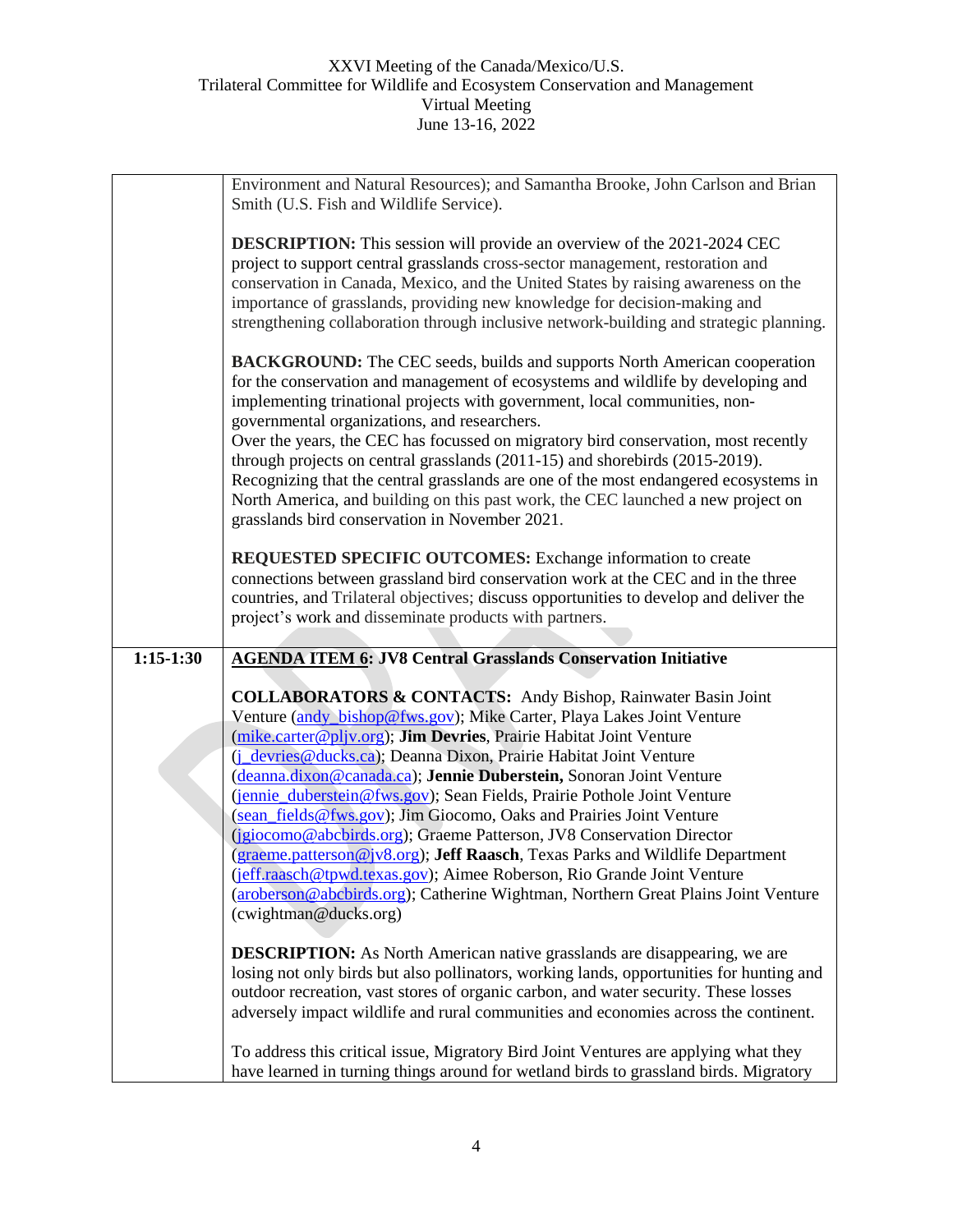| | |
|---|---|
| | Environment and Natural Resources); and Samantha Brooke, John Carlson and Brian Smith (U.S. Fish and Wildlife Service).<br><br>**DESCRIPTION:** This session will provide an overview of the 2021-2024 CEC project to support central grasslands cross-sector management, restoration and conservation in Canada, Mexico, and the United States by raising awareness on the importance of grasslands, providing new knowledge for decision-making and strengthening collaboration through inclusive network-building and strategic planning.<br><br>**BACKGROUND:** The CEC seeds, builds and supports North American cooperation for the conservation and management of ecosystems and wildlife by developing and implementing trinational projects with government, local communities, non-governmental organizations, and researchers.<br>Over the years, the CEC has focussed on migratory bird conservation, most recently through projects on central grasslands (2011-15) and shorebirds (2015-2019). Recognizing that the central grasslands are one of the most endangered ecosystems in North America, and building on this past work, the CEC launched a new project on grasslands bird conservation in November 2021.<br><br>**REQUESTED SPECIFIC OUTCOMES:** Exchange information to create connections between grassland bird conservation work at the CEC and in the three countries, and Trilateral objectives; discuss opportunities to develop and deliver the project's work and disseminate products with partners. |
| **1:15-1:30** | **AGENDA ITEM 6: JV8 Central Grasslands Conservation Initiative**<br><br>**COLLABORATORS & CONTACTS:** Andy Bishop, Rainwater Basin Joint Venture (andy_bishop@fws.gov); Mike Carter, Playa Lakes Joint Venture (mike.carter@pljv.org); **Jim Devries**, Prairie Habitat Joint Venture (j_devries@ducks.ca); Deanna Dixon, Prairie Habitat Joint Venture (deanna.dixon@canada.ca); **Jennie Duberstein,** Sonoran Joint Venture (jennie_duberstein@fws.gov); Sean Fields, Prairie Pothole Joint Venture (sean_fields@fws.gov); Jim Giocomo, Oaks and Prairies Joint Venture (jgiocomo@abcbirds.org); Graeme Patterson, JV8 Conservation Director (graeme.patterson@jv8.org); **Jeff Raasch**, Texas Parks and Wildlife Department (jeff.raasch@tpwd.texas.gov); Aimee Roberson, Rio Grande Joint Venture (aroberson@abcbirds.org); Catherine Wightman, Northern Great Plains Joint Venture (cwightman@ducks.org)<br><br>**DESCRIPTION:** As North American native grasslands are disappearing, we are losing not only birds but also pollinators, working lands, opportunities for hunting and outdoor recreation, vast stores of organic carbon, and water security. These losses adversely impact wildlife and rural communities and economies across the continent.<br><br>To address this critical issue, Migratory Bird Joint Ventures are applying what they have learned in turning things around for wetland birds to grassland birds. Migratory |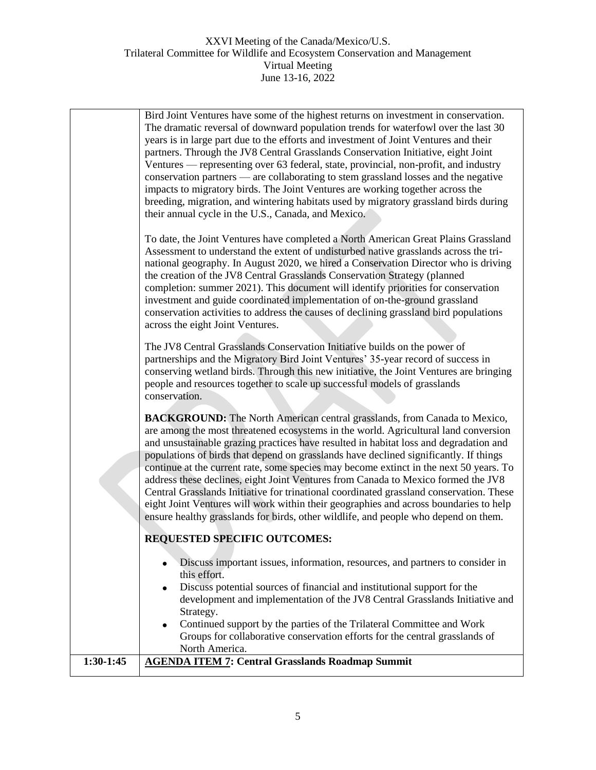| | |
|---|---|
| | Bird Joint Ventures have some of the highest returns on investment in conservation. The dramatic reversal of downward population trends for waterfowl over the last 30 years is in large part due to the efforts and investment of Joint Ventures and their partners. Through the JV8 Central Grasslands Conservation Initiative, eight Joint Ventures — representing over 63 federal, state, provincial, non-profit, and industry conservation partners — are collaborating to stem grassland losses and the negative impacts to migratory birds. The Joint Ventures are working together across the breeding, migration, and wintering habitats used by migratory grassland birds during their annual cycle in the U.S., Canada, and Mexico.<br><br>To date, the Joint Ventures have completed a North American Great Plains Grassland Assessment to understand the extent of undisturbed native grasslands across the tri-national geography. In August 2020, we hired a Conservation Director who is driving the creation of the JV8 Central Grasslands Conservation Strategy (planned completion: summer 2021). This document will identify priorities for conservation investment and guide coordinated implementation of on-the-ground grassland conservation activities to address the causes of declining grassland bird populations across the eight Joint Ventures.<br><br>The JV8 Central Grasslands Conservation Initiative builds on the power of partnerships and the Migratory Bird Joint Ventures' 35-year record of success in conserving wetland birds. Through this new initiative, the Joint Ventures are bringing people and resources together to scale up successful models of grasslands conservation.<br><br>**BACKGROUND:** The North American central grasslands, from Canada to Mexico, are among the most threatened ecosystems in the world. Agricultural land conversion and unsustainable grazing practices have resulted in habitat loss and degradation and populations of birds that depend on grasslands have declined significantly. If things continue at the current rate, some species may become extinct in the next 50 years. To address these declines, eight Joint Ventures from Canada to Mexico formed the JV8 Central Grasslands Initiative for trinational coordinated grassland conservation. These eight Joint Ventures will work within their geographies and across boundaries to help ensure healthy grasslands for birds, other wildlife, and people who depend on them.<br><br>**REQUESTED SPECIFIC OUTCOMES:**<br><br>• Discuss important issues, information, resources, and partners to consider in this effort.<br>• Discuss potential sources of financial and institutional support for the development and implementation of the JV8 Central Grasslands Initiative and Strategy.<br>• Continued support by the parties of the Trilateral Committee and Work Groups for collaborative conservation efforts for the central grasslands of North America. |
| **1:30-1:45** | **AGENDA ITEM 7: Central Grasslands Roadmap Summit** |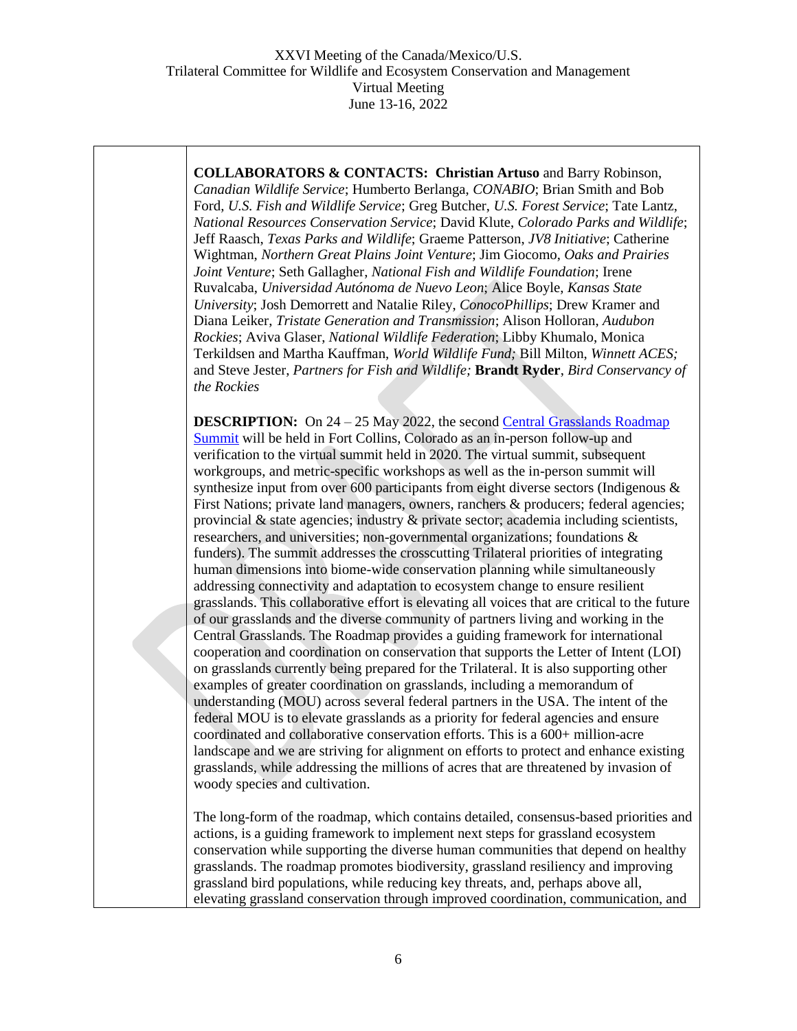**COLLABORATORS & CONTACTS:** **Christian Artuso** and Barry Robinson, *Canadian Wildlife Service*; Humberto Berlanga, *CONABIO*; Brian Smith and Bob Ford, *U.S. Fish and Wildlife Service*; Greg Butcher, *U.S. Forest Service*; Tate Lantz, *National Resources Conservation Service*; David Klute, *Colorado Parks and Wildlife*; Jeff Raasch, *Texas Parks and Wildlife*; Graeme Patterson, *JV8 Initiative*; Catherine Wightman, *Northern Great Plains Joint Venture*; Jim Giocomo, *Oaks and Prairies Joint Venture*; Seth Gallagher, *National Fish and Wildlife Foundation*; Irene Ruvalcaba, *Universidad Autónoma de Nuevo Leon*; Alice Boyle, *Kansas State University*; Josh Demorrett and Natalie Riley, *ConocoPhillips*; Drew Kramer and Diana Leiker, *Tristate Generation and Transmission*; Alison Holloran, *Audubon Rockies*; Aviva Glaser, *National Wildlife Federation*; Libby Khumalo, Monica Terkildsen and Martha Kauffman, *World Wildlife Fund;* Bill Milton, *Winnett ACES;* and Steve Jester, *Partners for Fish and Wildlife;* **Brandt Ryder**, *Bird Conservancy of the Rockies*

**DESCRIPTION:** On 24 – 25 May 2022, the second Central Grasslands Roadmap Summit will be held in Fort Collins, Colorado as an in-person follow-up and verification to the virtual summit held in 2020. The virtual summit, subsequent workgroups, and metric-specific workshops as well as the in-person summit will synthesize input from over 600 participants from eight diverse sectors (Indigenous & First Nations; private land managers, owners, ranchers & producers; federal agencies; provincial & state agencies; industry & private sector; academia including scientists, researchers, and universities; non-governmental organizations; foundations & funders). The summit addresses the crosscutting Trilateral priorities of integrating human dimensions into biome-wide conservation planning while simultaneously addressing connectivity and adaptation to ecosystem change to ensure resilient grasslands. This collaborative effort is elevating all voices that are critical to the future of our grasslands and the diverse community of partners living and working in the Central Grasslands. The Roadmap provides a guiding framework for international cooperation and coordination on conservation that supports the Letter of Intent (LOI) on grasslands currently being prepared for the Trilateral. It is also supporting other examples of greater coordination on grasslands, including a memorandum of understanding (MOU) across several federal partners in the USA. The intent of the federal MOU is to elevate grasslands as a priority for federal agencies and ensure coordinated and collaborative conservation efforts. This is a 600+ million-acre landscape and we are striving for alignment on efforts to protect and enhance existing grasslands, while addressing the millions of acres that are threatened by invasion of woody species and cultivation.

The long-form of the roadmap, which contains detailed, consensus-based priorities and actions, is a guiding framework to implement next steps for grassland ecosystem conservation while supporting the diverse human communities that depend on healthy grasslands. The roadmap promotes biodiversity, grassland resiliency and improving grassland bird populations, while reducing key threats, and, perhaps above all, elevating grassland conservation through improved coordination, communication, and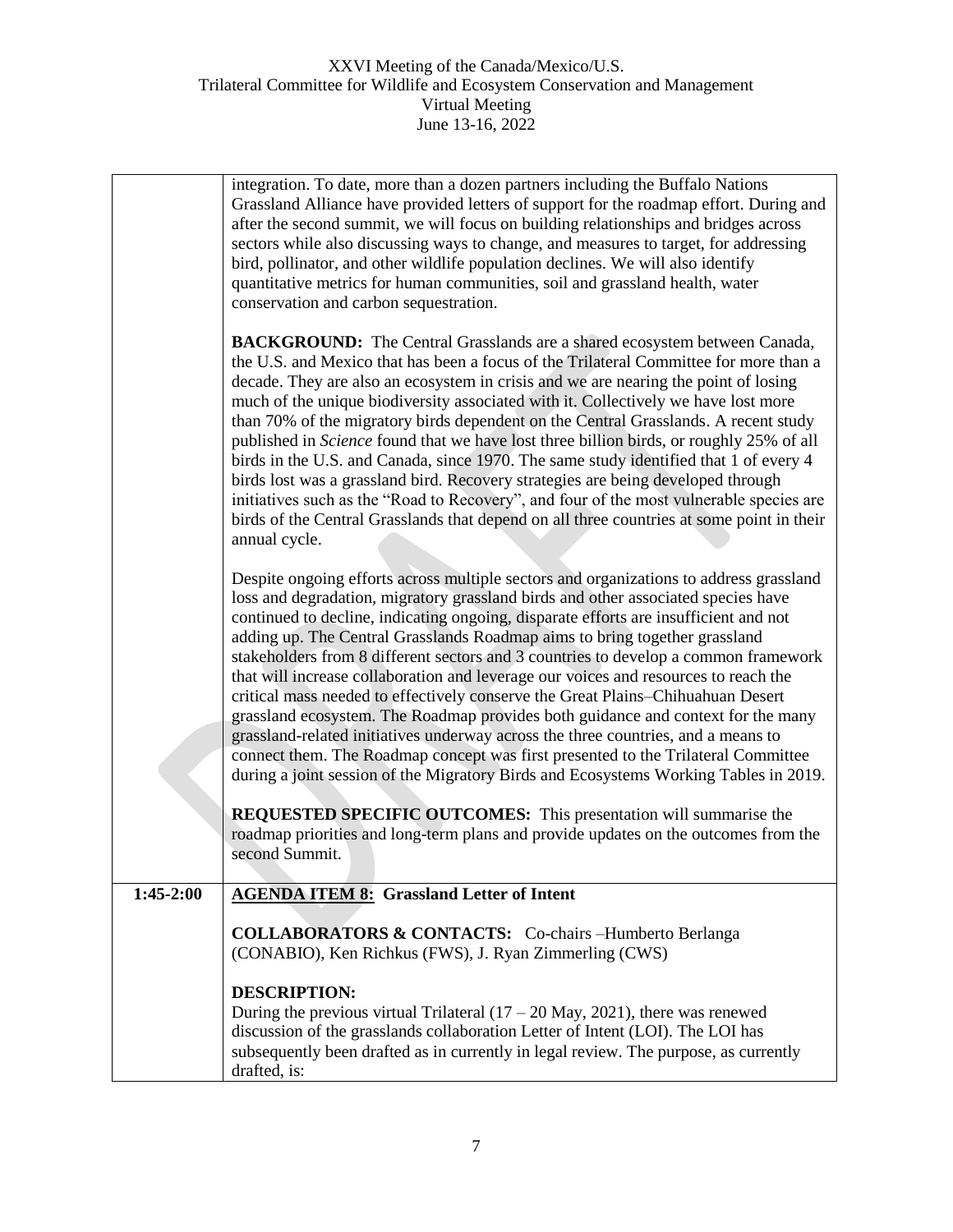| | |
|---|---|
| | integration. To date, more than a dozen partners including the Buffalo Nations Grassland Alliance have provided letters of support for the roadmap effort. During and after the second summit, we will focus on building relationships and bridges across sectors while also discussing ways to change, and measures to target, for addressing bird, pollinator, and other wildlife population declines. We will also identify quantitative metrics for human communities, soil and grassland health, water conservation and carbon sequestration.<br><br>**BACKGROUND:** The Central Grasslands are a shared ecosystem between Canada, the U.S. and Mexico that has been a focus of the Trilateral Committee for more than a decade. They are also an ecosystem in crisis and we are nearing the point of losing much of the unique biodiversity associated with it. Collectively we have lost more than 70% of the migratory birds dependent on the Central Grasslands. A recent study published in *Science* found that we have lost three billion birds, or roughly 25% of all birds in the U.S. and Canada, since 1970. The same study identified that 1 of every 4 birds lost was a grassland bird. Recovery strategies are being developed through initiatives such as the "Road to Recovery", and four of the most vulnerable species are birds of the Central Grasslands that depend on all three countries at some point in their annual cycle.<br><br>Despite ongoing efforts across multiple sectors and organizations to address grassland loss and degradation, migratory grassland birds and other associated species have continued to decline, indicating ongoing, disparate efforts are insufficient and not adding up. The Central Grasslands Roadmap aims to bring together grassland stakeholders from 8 different sectors and 3 countries to develop a common framework that will increase collaboration and leverage our voices and resources to reach the critical mass needed to effectively conserve the Great Plains–Chihuahuan Desert grassland ecosystem. The Roadmap provides both guidance and context for the many grassland-related initiatives underway across the three countries, and a means to connect them. The Roadmap concept was first presented to the Trilateral Committee during a joint session of the Migratory Birds and Ecosystems Working Tables in 2019.<br><br>**REQUESTED SPECIFIC OUTCOMES:** This presentation will summarise the roadmap priorities and long-term plans and provide updates on the outcomes from the second Summit. |
| **1:45-2:00** | **AGENDA ITEM 8: Grassland Letter of Intent**<br><br>**COLLABORATORS & CONTACTS:** Co-chairs –Humberto Berlanga (CONABIO), Ken Richkus (FWS), J. Ryan Zimmerling (CWS)<br><br>**DESCRIPTION:**<br>During the previous virtual Trilateral (17 – 20 May, 2021), there was renewed discussion of the grasslands collaboration Letter of Intent (LOI). The LOI has subsequently been drafted as in currently in legal review. The purpose, as currently drafted, is: |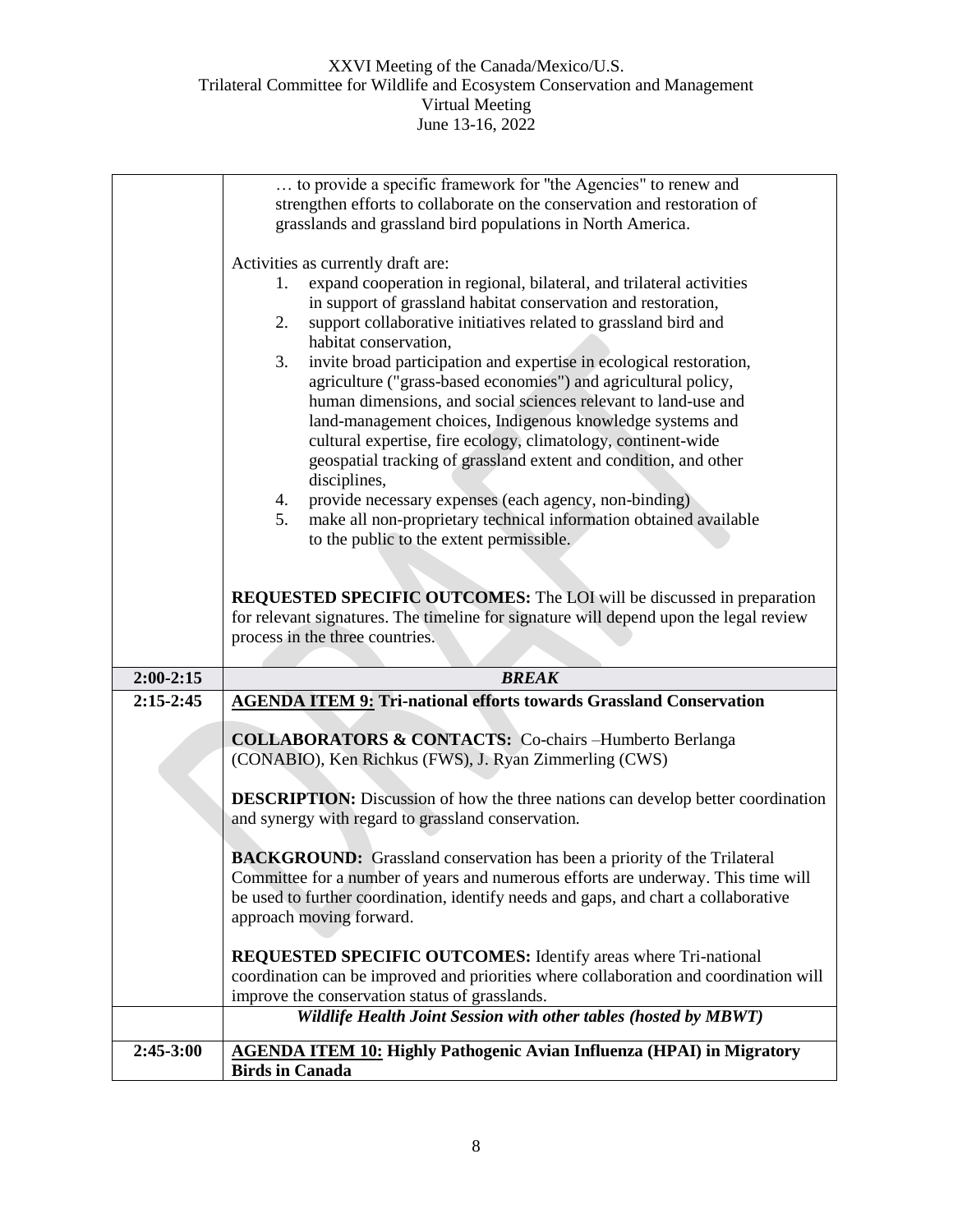| | |
|---|---|
| | … to provide a specific framework for "the Agencies" to renew and strengthen efforts to collaborate on the conservation and restoration of grasslands and grassland bird populations in North America.<br><br>Activities as currently draft are:<br>1. expand cooperation in regional, bilateral, and trilateral activities in support of grassland habitat conservation and restoration,<br>2. support collaborative initiatives related to grassland bird and habitat conservation,<br>3. invite broad participation and expertise in ecological restoration, agriculture ("grass-based economies") and agricultural policy, human dimensions, and social sciences relevant to land-use and land-management choices, Indigenous knowledge systems and cultural expertise, fire ecology, climatology, continent-wide geospatial tracking of grassland extent and condition, and other disciplines,<br>4. provide necessary expenses (each agency, non-binding)<br>5. make all non-proprietary technical information obtained available to the public to the extent permissible.<br><br>**REQUESTED SPECIFIC OUTCOMES:** The LOI will be discussed in preparation for relevant signatures. The timeline for signature will depend upon the legal review process in the three countries. |
| **2:00-2:15** | ***BREAK*** |
| **2:15-2:45** | **AGENDA ITEM 9: Tri-national efforts towards Grassland Conservation**<br><br>**COLLABORATORS & CONTACTS:** Co-chairs –Humberto Berlanga (CONABIO), Ken Richkus (FWS), J. Ryan Zimmerling (CWS)<br><br>**DESCRIPTION:** Discussion of how the three nations can develop better coordination and synergy with regard to grassland conservation.<br><br>**BACKGROUND:** Grassland conservation has been a priority of the Trilateral Committee for a number of years and numerous efforts are underway. This time will be used to further coordination, identify needs and gaps, and chart a collaborative approach moving forward.<br><br>**REQUESTED SPECIFIC OUTCOMES:** Identify areas where Tri-national coordination can be improved and priorities where collaboration and coordination will improve the conservation status of grasslands. |
| | ***Wildlife Health Joint Session with other tables (hosted by MBWT)*** |
| **2:45-3:00** | **AGENDA ITEM 10: Highly Pathogenic Avian Influenza (HPAI) in Migratory Birds in Canada** |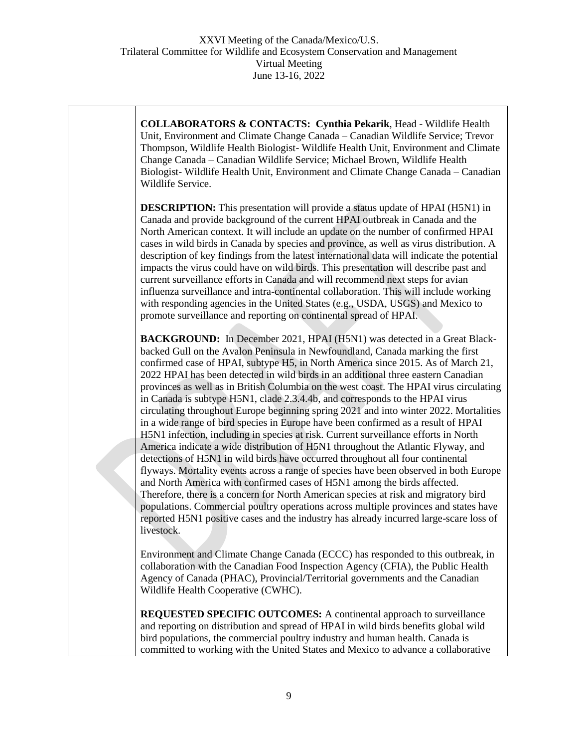**COLLABORATORS & CONTACTS: Cynthia Pekarik**, Head - Wildlife Health Unit, Environment and Climate Change Canada – Canadian Wildlife Service; Trevor Thompson, Wildlife Health Biologist- Wildlife Health Unit, Environment and Climate Change Canada – Canadian Wildlife Service; Michael Brown, Wildlife Health Biologist- Wildlife Health Unit, Environment and Climate Change Canada – Canadian Wildlife Service.

**DESCRIPTION:** This presentation will provide a status update of HPAI (H5N1) in Canada and provide background of the current HPAI outbreak in Canada and the North American context. It will include an update on the number of confirmed HPAI cases in wild birds in Canada by species and province, as well as virus distribution. A description of key findings from the latest international data will indicate the potential impacts the virus could have on wild birds. This presentation will describe past and current surveillance efforts in Canada and will recommend next steps for avian influenza surveillance and intra-continental collaboration. This will include working with responding agencies in the United States (e.g., USDA, USGS) and Mexico to promote surveillance and reporting on continental spread of HPAI.

**BACKGROUND:** In December 2021, HPAI (H5N1) was detected in a Great Black-backed Gull on the Avalon Peninsula in Newfoundland, Canada marking the first confirmed case of HPAI, subtype H5, in North America since 2015. As of March 21, 2022 HPAI has been detected in wild birds in an additional three eastern Canadian provinces as well as in British Columbia on the west coast. The HPAI virus circulating in Canada is subtype H5N1, clade 2.3.4.4b, and corresponds to the HPAI virus circulating throughout Europe beginning spring 2021 and into winter 2022. Mortalities in a wide range of bird species in Europe have been confirmed as a result of HPAI H5N1 infection, including in species at risk. Current surveillance efforts in North America indicate a wide distribution of H5N1 throughout the Atlantic Flyway, and detections of H5N1 in wild birds have occurred throughout all four continental flyways. Mortality events across a range of species have been observed in both Europe and North America with confirmed cases of H5N1 among the birds affected. Therefore, there is a concern for North American species at risk and migratory bird populations. Commercial poultry operations across multiple provinces and states have reported H5N1 positive cases and the industry has already incurred large-scare loss of livestock.

Environment and Climate Change Canada (ECCC) has responded to this outbreak, in collaboration with the Canadian Food Inspection Agency (CFIA), the Public Health Agency of Canada (PHAC), Provincial/Territorial governments and the Canadian Wildlife Health Cooperative (CWHC).

**REQUESTED SPECIFIC OUTCOMES:** A continental approach to surveillance and reporting on distribution and spread of HPAI in wild birds benefits global wild bird populations, the commercial poultry industry and human health. Canada is committed to working with the United States and Mexico to advance a collaborative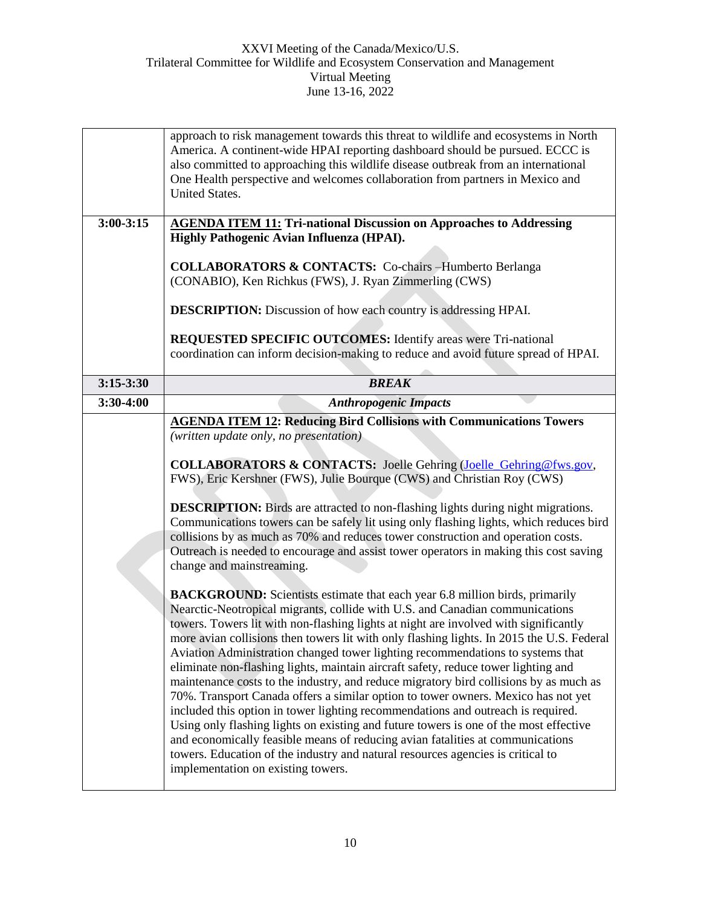| | |
|---|---|
| | approach to risk management towards this threat to wildlife and ecosystems in North America. A continent-wide HPAI reporting dashboard should be pursued. ECCC is also committed to approaching this wildlife disease outbreak from an international One Health perspective and welcomes collaboration from partners in Mexico and United States. |
| **3:00-3:15** | <u>**AGENDA ITEM 11:**</u> **Tri-national Discussion on Approaches to Addressing Highly Pathogenic Avian Influenza (HPAI).**<br><br>**COLLABORATORS & CONTACTS:** Co-chairs –Humberto Berlanga (CONABIO), Ken Richkus (FWS), J. Ryan Zimmerling (CWS)<br><br>**DESCRIPTION:** Discussion of how each country is addressing HPAI.<br><br>**REQUESTED SPECIFIC OUTCOMES:** Identify areas were Tri-national coordination can inform decision-making to reduce and avoid future spread of HPAI. |
| **3:15-3:30** | ***BREAK*** |
| **3:30-4:00** | ***Anthropogenic Impacts*** |
| | <u>**AGENDA ITEM 12**</u>**: Reducing Bird Collisions with Communications Towers** *(written update only, no presentation)*<br><br>**COLLABORATORS & CONTACTS:** Joelle Gehring (Joelle_Gehring@fws.gov, FWS), Eric Kershner (FWS), Julie Bourque (CWS) and Christian Roy (CWS)<br><br>**DESCRIPTION:** Birds are attracted to non-flashing lights during night migrations. Communications towers can be safely lit using only flashing lights, which reduces bird collisions by as much as 70% and reduces tower construction and operation costs. Outreach is needed to encourage and assist tower operators in making this cost saving change and mainstreaming.<br><br>**BACKGROUND:** Scientists estimate that each year 6.8 million birds, primarily Nearctic-Neotropical migrants, collide with U.S. and Canadian communications towers. Towers lit with non-flashing lights at night are involved with significantly more avian collisions then towers lit with only flashing lights. In 2015 the U.S. Federal Aviation Administration changed tower lighting recommendations to systems that eliminate non-flashing lights, maintain aircraft safety, reduce tower lighting and maintenance costs to the industry, and reduce migratory bird collisions by as much as 70%. Transport Canada offers a similar option to tower owners. Mexico has not yet included this option in tower lighting recommendations and outreach is required. Using only flashing lights on existing and future towers is one of the most effective and economically feasible means of reducing avian fatalities at communications towers. Education of the industry and natural resources agencies is critical to implementation on existing towers. |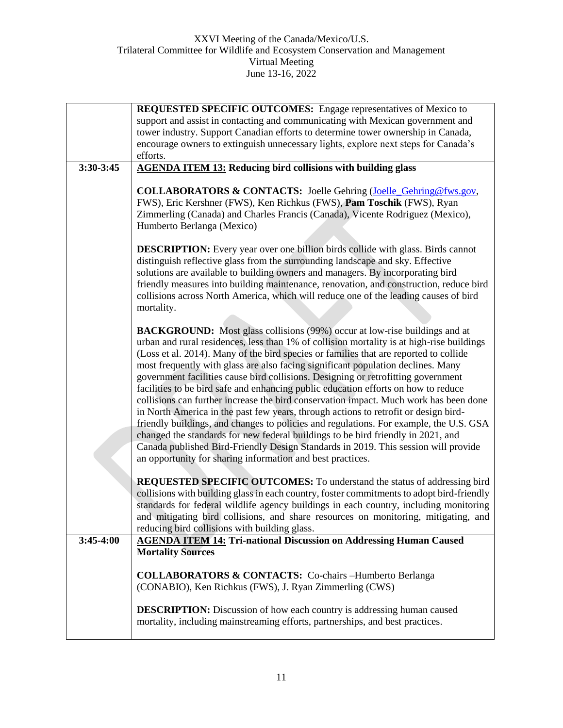| | |
|---|---|
| | **REQUESTED SPECIFIC OUTCOMES:** Engage representatives of Mexico to support and assist in contacting and communicating with Mexican government and tower industry. Support Canadian efforts to determine tower ownership in Canada, encourage owners to extinguish unnecessary lights, explore next steps for Canada's efforts. |
| **3:30-3:45** | **AGENDA ITEM 13: Reducing bird collisions with building glass**<br><br>**COLLABORATORS & CONTACTS:** Joelle Gehring (Joelle_Gehring@fws.gov, FWS), Eric Kershner (FWS), Ken Richkus (FWS), **Pam Toschik** (FWS), Ryan Zimmerling (Canada) and Charles Francis (Canada), Vicente Rodriguez (Mexico), Humberto Berlanga (Mexico)<br><br>**DESCRIPTION:** Every year over one billion birds collide with glass. Birds cannot distinguish reflective glass from the surrounding landscape and sky. Effective solutions are available to building owners and managers. By incorporating bird friendly measures into building maintenance, renovation, and construction, reduce bird collisions across North America, which will reduce one of the leading causes of bird mortality.<br><br>**BACKGROUND:** Most glass collisions (99%) occur at low-rise buildings and at urban and rural residences, less than 1% of collision mortality is at high-rise buildings (Loss et al. 2014). Many of the bird species or families that are reported to collide most frequently with glass are also facing significant population declines. Many government facilities cause bird collisions. Designing or retrofitting government facilities to be bird safe and enhancing public education efforts on how to reduce collisions can further increase the bird conservation impact. Much work has been done in North America in the past few years, through actions to retrofit or design bird-friendly buildings, and changes to policies and regulations. For example, the U.S. GSA changed the standards for new federal buildings to be bird friendly in 2021, and Canada published Bird-Friendly Design Standards in 2019. This session will provide an opportunity for sharing information and best practices.<br><br>**REQUESTED SPECIFIC OUTCOMES:** To understand the status of addressing bird collisions with building glass in each country, foster commitments to adopt bird-friendly standards for federal wildlife agency buildings in each country, including monitoring and mitigating bird collisions, and share resources on monitoring, mitigating, and reducing bird collisions with building glass. |
| **3:45-4:00** | **AGENDA ITEM 14: Tri-national Discussion on Addressing Human Caused Mortality Sources**<br><br>**COLLABORATORS & CONTACTS:** Co-chairs –Humberto Berlanga (CONABIO), Ken Richkus (FWS), J. Ryan Zimmerling (CWS)<br><br>**DESCRIPTION:** Discussion of how each country is addressing human caused mortality, including mainstreaming efforts, partnerships, and best practices. |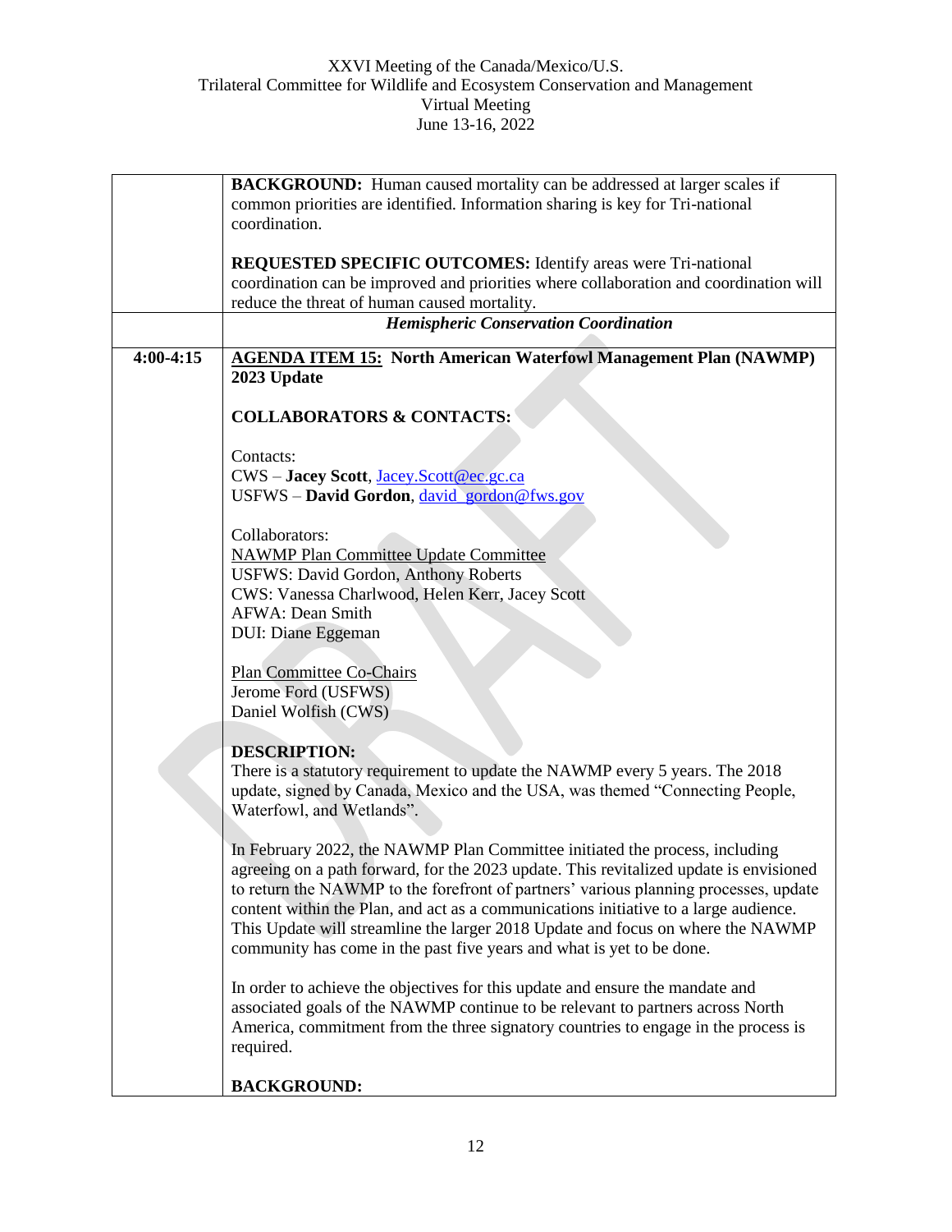| | |
|---|---|
| | **BACKGROUND:** Human caused mortality can be addressed at larger scales if common priorities are identified. Information sharing is key for Tri-national coordination.<br><br>**REQUESTED SPECIFIC OUTCOMES:** Identify areas were Tri-national coordination can be improved and priorities where collaboration and coordination will reduce the threat of human caused mortality. |
| | ***Hemispheric Conservation Coordination*** |
| **4:00-4:15** | **AGENDA ITEM 15: North American Waterfowl Management Plan (NAWMP) 2023 Update**<br><br>**COLLABORATORS & CONTACTS:**<br><br>Contacts:<br>CWS – **Jacey Scott**, Jacey.Scott@ec.gc.ca<br>USFWS – **David Gordon**, david_gordon@fws.gov<br><br>Collaborators:<br>NAWMP Plan Committee Update Committee<br>USFWS: David Gordon, Anthony Roberts<br>CWS: Vanessa Charlwood, Helen Kerr, Jacey Scott<br>AFWA: Dean Smith<br>DUI: Diane Eggeman<br><br>Plan Committee Co-Chairs<br>Jerome Ford (USFWS)<br>Daniel Wolfish (CWS)<br><br>**DESCRIPTION:**<br>There is a statutory requirement to update the NAWMP every 5 years. The 2018 update, signed by Canada, Mexico and the USA, was themed "Connecting People, Waterfowl, and Wetlands".<br><br>In February 2022, the NAWMP Plan Committee initiated the process, including agreeing on a path forward, for the 2023 update. This revitalized update is envisioned to return the NAWMP to the forefront of partners' various planning processes, update content within the Plan, and act as a communications initiative to a large audience. This Update will streamline the larger 2018 Update and focus on where the NAWMP community has come in the past five years and what is yet to be done.<br><br>In order to achieve the objectives for this update and ensure the mandate and associated goals of the NAWMP continue to be relevant to partners across North America, commitment from the three signatory countries to engage in the process is required.<br><br>**BACKGROUND:** |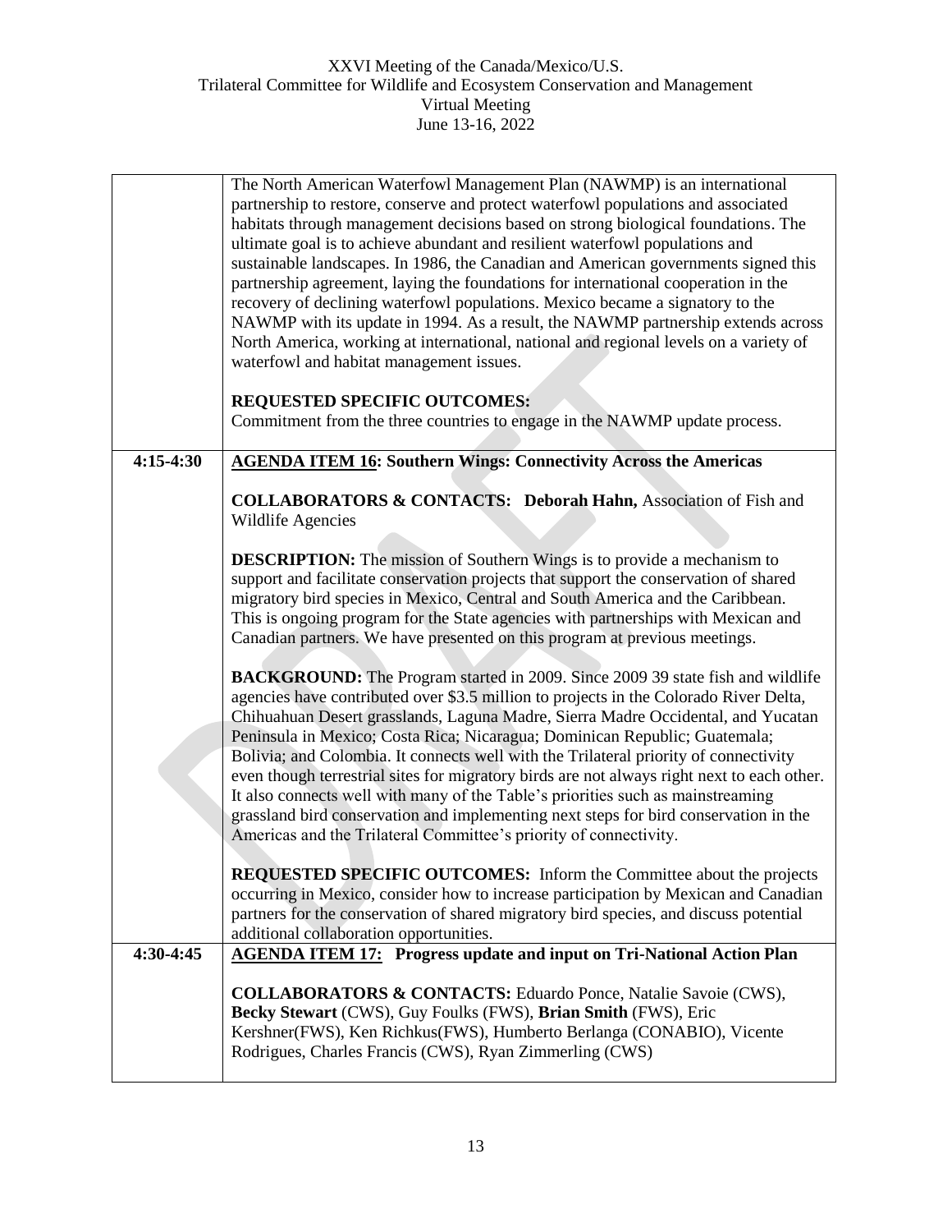| | |
|---|---|
| | The North American Waterfowl Management Plan (NAWMP) is an international partnership to restore, conserve and protect waterfowl populations and associated habitats through management decisions based on strong biological foundations. The ultimate goal is to achieve abundant and resilient waterfowl populations and sustainable landscapes. In 1986, the Canadian and American governments signed this partnership agreement, laying the foundations for international cooperation in the recovery of declining waterfowl populations. Mexico became a signatory to the NAWMP with its update in 1994. As a result, the NAWMP partnership extends across North America, working at international, national and regional levels on a variety of waterfowl and habitat management issues.<br><br>**REQUESTED SPECIFIC OUTCOMES:**<br>Commitment from the three countries to engage in the NAWMP update process. |
| **4:15-4:30** | **<u>AGENDA ITEM 16</u>: Southern Wings: Connectivity Across the Americas**<br><br>**COLLABORATORS & CONTACTS: Deborah Hahn,** Association of Fish and Wildlife Agencies<br><br>**DESCRIPTION:** The mission of Southern Wings is to provide a mechanism to support and facilitate conservation projects that support the conservation of shared migratory bird species in Mexico, Central and South America and the Caribbean. This is ongoing program for the State agencies with partnerships with Mexican and Canadian partners. We have presented on this program at previous meetings.<br><br>**BACKGROUND:** The Program started in 2009. Since 2009 39 state fish and wildlife agencies have contributed over \$3.5 million to projects in the Colorado River Delta, Chihuahuan Desert grasslands, Laguna Madre, Sierra Madre Occidental, and Yucatan Peninsula in Mexico; Costa Rica; Nicaragua; Dominican Republic; Guatemala; Bolivia; and Colombia. It connects well with the Trilateral priority of connectivity even though terrestrial sites for migratory birds are not always right next to each other. It also connects well with many of the Table's priorities such as mainstreaming grassland bird conservation and implementing next steps for bird conservation in the Americas and the Trilateral Committee's priority of connectivity.<br><br>**REQUESTED SPECIFIC OUTCOMES:** Inform the Committee about the projects occurring in Mexico, consider how to increase participation by Mexican and Canadian partners for the conservation of shared migratory bird species, and discuss potential additional collaboration opportunities. |
| **4:30-4:45** | **<u>AGENDA ITEM 17:</u> Progress update and input on Tri-National Action Plan**<br><br>**COLLABORATORS & CONTACTS:** Eduardo Ponce, Natalie Savoie (CWS), **Becky Stewart** (CWS), Guy Foulks (FWS), **Brian Smith** (FWS), Eric Kershner(FWS), Ken Richkus(FWS), Humberto Berlanga (CONABIO), Vicente Rodrigues, Charles Francis (CWS), Ryan Zimmerling (CWS) |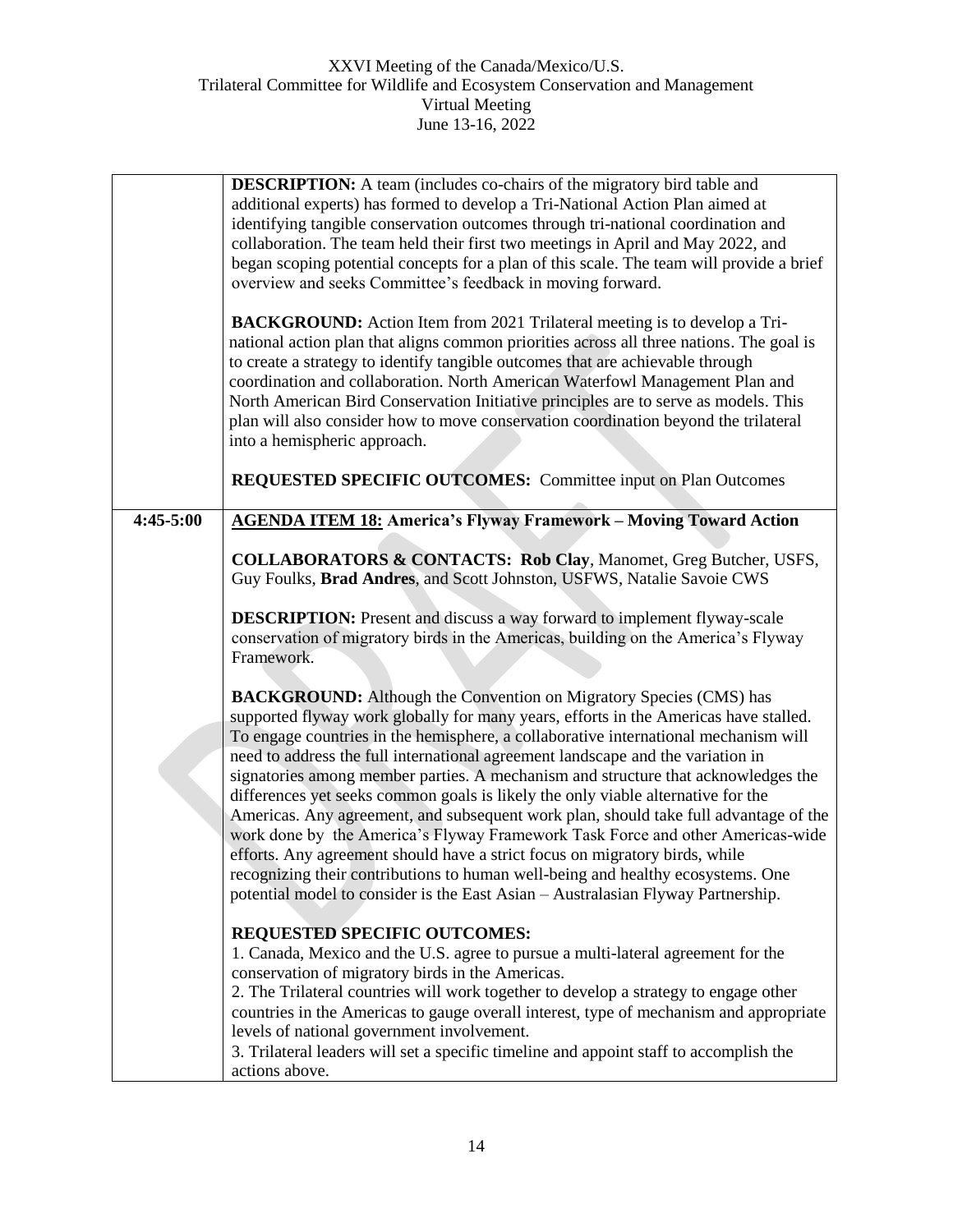| | |
|---|---|
| | **DESCRIPTION:** A team (includes co-chairs of the migratory bird table and additional experts) has formed to develop a Tri-National Action Plan aimed at identifying tangible conservation outcomes through tri-national coordination and collaboration. The team held their first two meetings in April and May 2022, and began scoping potential concepts for a plan of this scale. The team will provide a brief overview and seeks Committee's feedback in moving forward.<br><br>**BACKGROUND:** Action Item from 2021 Trilateral meeting is to develop a Tri-national action plan that aligns common priorities across all three nations. The goal is to create a strategy to identify tangible outcomes that are achievable through coordination and collaboration. North American Waterfowl Management Plan and North American Bird Conservation Initiative principles are to serve as models. This plan will also consider how to move conservation coordination beyond the trilateral into a hemispheric approach.<br><br>**REQUESTED SPECIFIC OUTCOMES:** Committee input on Plan Outcomes |
| **4:45-5:00** | **<u>AGENDA ITEM 18:</u> America's Flyway Framework – Moving Toward Action**<br><br>**COLLABORATORS & CONTACTS: Rob Clay**, Manomet, Greg Butcher, USFS, Guy Foulks, **Brad Andres**, and Scott Johnston, USFWS, Natalie Savoie CWS<br><br>**DESCRIPTION:** Present and discuss a way forward to implement flyway-scale conservation of migratory birds in the Americas, building on the America's Flyway Framework.<br><br>**BACKGROUND:** Although the Convention on Migratory Species (CMS) has supported flyway work globally for many years, efforts in the Americas have stalled. To engage countries in the hemisphere, a collaborative international mechanism will need to address the full international agreement landscape and the variation in signatories among member parties. A mechanism and structure that acknowledges the differences yet seeks common goals is likely the only viable alternative for the Americas. Any agreement, and subsequent work plan, should take full advantage of the work done by the America's Flyway Framework Task Force and other Americas-wide efforts. Any agreement should have a strict focus on migratory birds, while recognizing their contributions to human well-being and healthy ecosystems. One potential model to consider is the East Asian – Australasian Flyway Partnership.<br><br>**REQUESTED SPECIFIC OUTCOMES:**<br>1. Canada, Mexico and the U.S. agree to pursue a multi-lateral agreement for the conservation of migratory birds in the Americas.<br>2. The Trilateral countries will work together to develop a strategy to engage other countries in the Americas to gauge overall interest, type of mechanism and appropriate levels of national government involvement.<br>3. Trilateral leaders will set a specific timeline and appoint staff to accomplish the actions above. |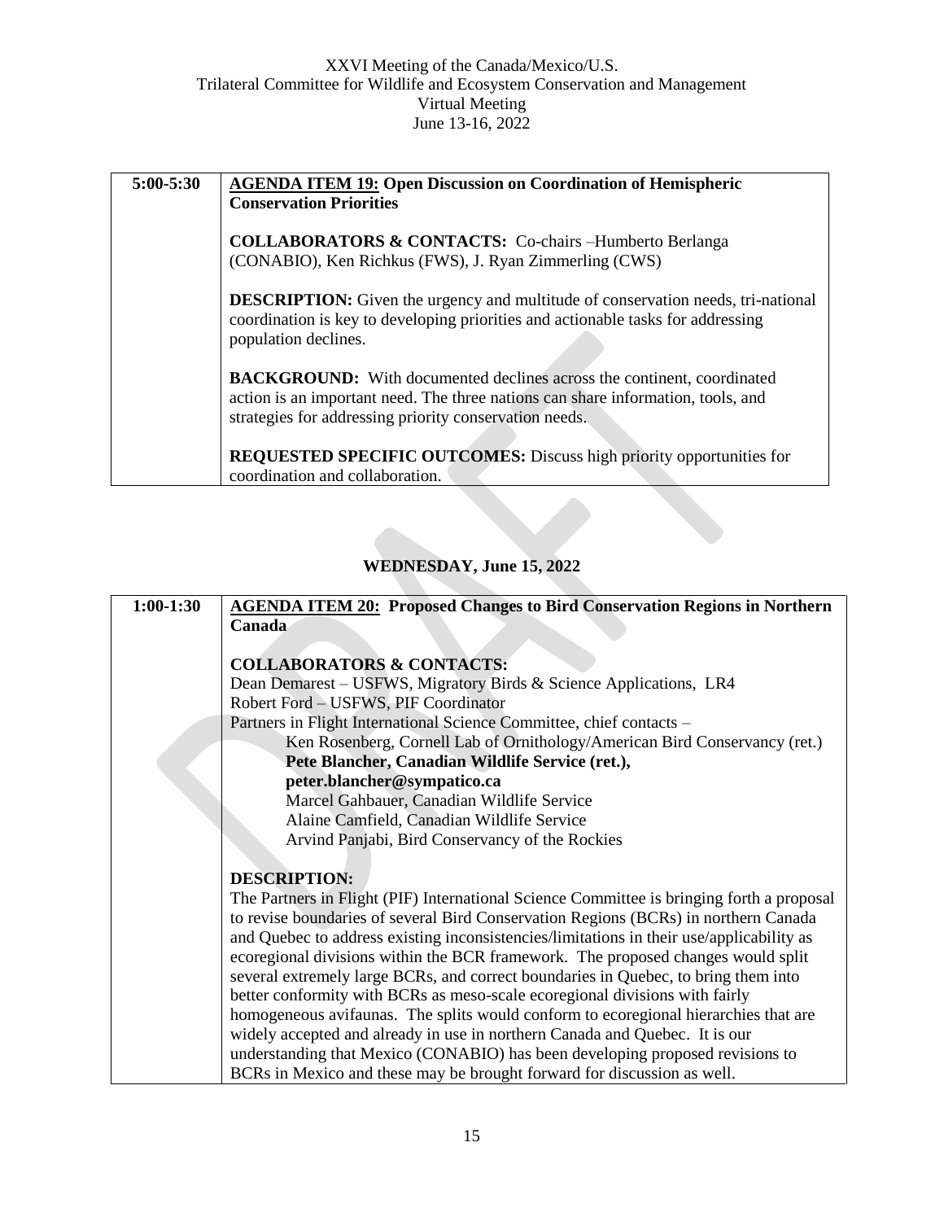| 5:00-5:30 | **AGENDA ITEM 19: Open Discussion on Coordination of Hemispheric Conservation Priorities**<br><br>**COLLABORATORS & CONTACTS:** Co-chairs –Humberto Berlanga (CONABIO), Ken Richkus (FWS), J. Ryan Zimmerling (CWS)<br><br>**DESCRIPTION:** Given the urgency and multitude of conservation needs, tri-national coordination is key to developing priorities and actionable tasks for addressing population declines.<br><br>**BACKGROUND:** With documented declines across the continent, coordinated action is an important need. The three nations can share information, tools, and strategies for addressing priority conservation needs.<br><br>**REQUESTED SPECIFIC OUTCOMES:** Discuss high priority opportunities for coordination and collaboration. |
|---|---|

## WEDNESDAY, June 15, 2022

| 1:00-1:30 | **AGENDA ITEM 20: Proposed Changes to Bird Conservation Regions in Northern Canada**<br><br>**COLLABORATORS & CONTACTS:**<br>Dean Demarest – USFWS, Migratory Birds & Science Applications, LR4<br>Robert Ford – USFWS, PIF Coordinator<br>Partners in Flight International Science Committee, chief contacts –<br>Ken Rosenberg, Cornell Lab of Ornithology/American Bird Conservancy (ret.)<br>**Pete Blancher, Canadian Wildlife Service (ret.), peter.blancher@sympatico.ca**<br>Marcel Gahbauer, Canadian Wildlife Service<br>Alaine Camfield, Canadian Wildlife Service<br>Arvind Panjabi, Bird Conservancy of the Rockies<br><br>**DESCRIPTION:**<br>The Partners in Flight (PIF) International Science Committee is bringing forth a proposal to revise boundaries of several Bird Conservation Regions (BCRs) in northern Canada and Quebec to address existing inconsistencies/limitations in their use/applicability as ecoregional divisions within the BCR framework. The proposed changes would split several extremely large BCRs, and correct boundaries in Quebec, to bring them into better conformity with BCRs as meso-scale ecoregional divisions with fairly homogeneous avifaunas. The splits would conform to ecoregional hierarchies that are widely accepted and already in use in northern Canada and Quebec. It is our understanding that Mexico (CONABIO) has been developing proposed revisions to BCRs in Mexico and these may be brought forward for discussion as well. |
|---|---|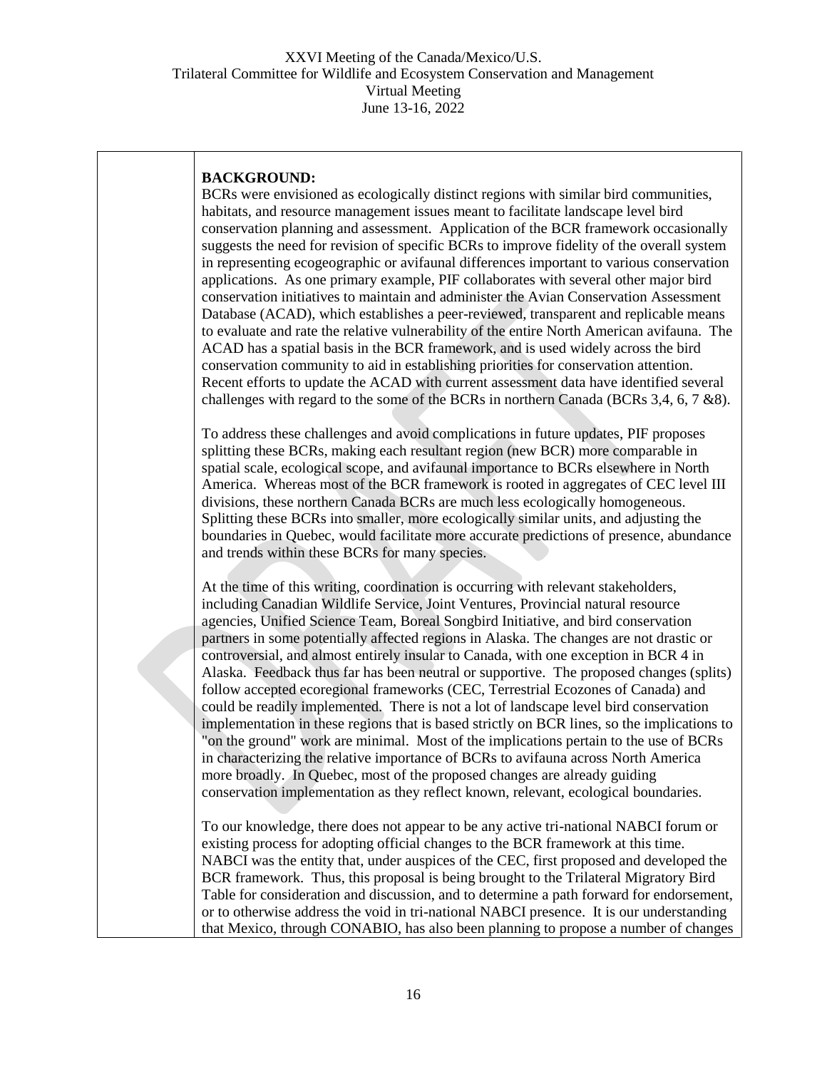**BACKGROUND:**

BCRs were envisioned as ecologically distinct regions with similar bird communities, habitats, and resource management issues meant to facilitate landscape level bird conservation planning and assessment. Application of the BCR framework occasionally suggests the need for revision of specific BCRs to improve fidelity of the overall system in representing ecogeographic or avifaunal differences important to various conservation applications. As one primary example, PIF collaborates with several other major bird conservation initiatives to maintain and administer the Avian Conservation Assessment Database (ACAD), which establishes a peer-reviewed, transparent and replicable means to evaluate and rate the relative vulnerability of the entire North American avifauna. The ACAD has a spatial basis in the BCR framework, and is used widely across the bird conservation community to aid in establishing priorities for conservation attention. Recent efforts to update the ACAD with current assessment data have identified several challenges with regard to the some of the BCRs in northern Canada (BCRs 3,4, 6, 7 &8).

To address these challenges and avoid complications in future updates, PIF proposes splitting these BCRs, making each resultant region (new BCR) more comparable in spatial scale, ecological scope, and avifaunal importance to BCRs elsewhere in North America. Whereas most of the BCR framework is rooted in aggregates of CEC level III divisions, these northern Canada BCRs are much less ecologically homogeneous. Splitting these BCRs into smaller, more ecologically similar units, and adjusting the boundaries in Quebec, would facilitate more accurate predictions of presence, abundance and trends within these BCRs for many species.

At the time of this writing, coordination is occurring with relevant stakeholders, including Canadian Wildlife Service, Joint Ventures, Provincial natural resource agencies, Unified Science Team, Boreal Songbird Initiative, and bird conservation partners in some potentially affected regions in Alaska. The changes are not drastic or controversial, and almost entirely insular to Canada, with one exception in BCR 4 in Alaska. Feedback thus far has been neutral or supportive. The proposed changes (splits) follow accepted ecoregional frameworks (CEC, Terrestrial Ecozones of Canada) and could be readily implemented. There is not a lot of landscape level bird conservation implementation in these regions that is based strictly on BCR lines, so the implications to "on the ground" work are minimal. Most of the implications pertain to the use of BCRs in characterizing the relative importance of BCRs to avifauna across North America more broadly. In Quebec, most of the proposed changes are already guiding conservation implementation as they reflect known, relevant, ecological boundaries.

To our knowledge, there does not appear to be any active tri-national NABCI forum or existing process for adopting official changes to the BCR framework at this time. NABCI was the entity that, under auspices of the CEC, first proposed and developed the BCR framework. Thus, this proposal is being brought to the Trilateral Migratory Bird Table for consideration and discussion, and to determine a path forward for endorsement, or to otherwise address the void in tri-national NABCI presence. It is our understanding that Mexico, through CONABIO, has also been planning to propose a number of changes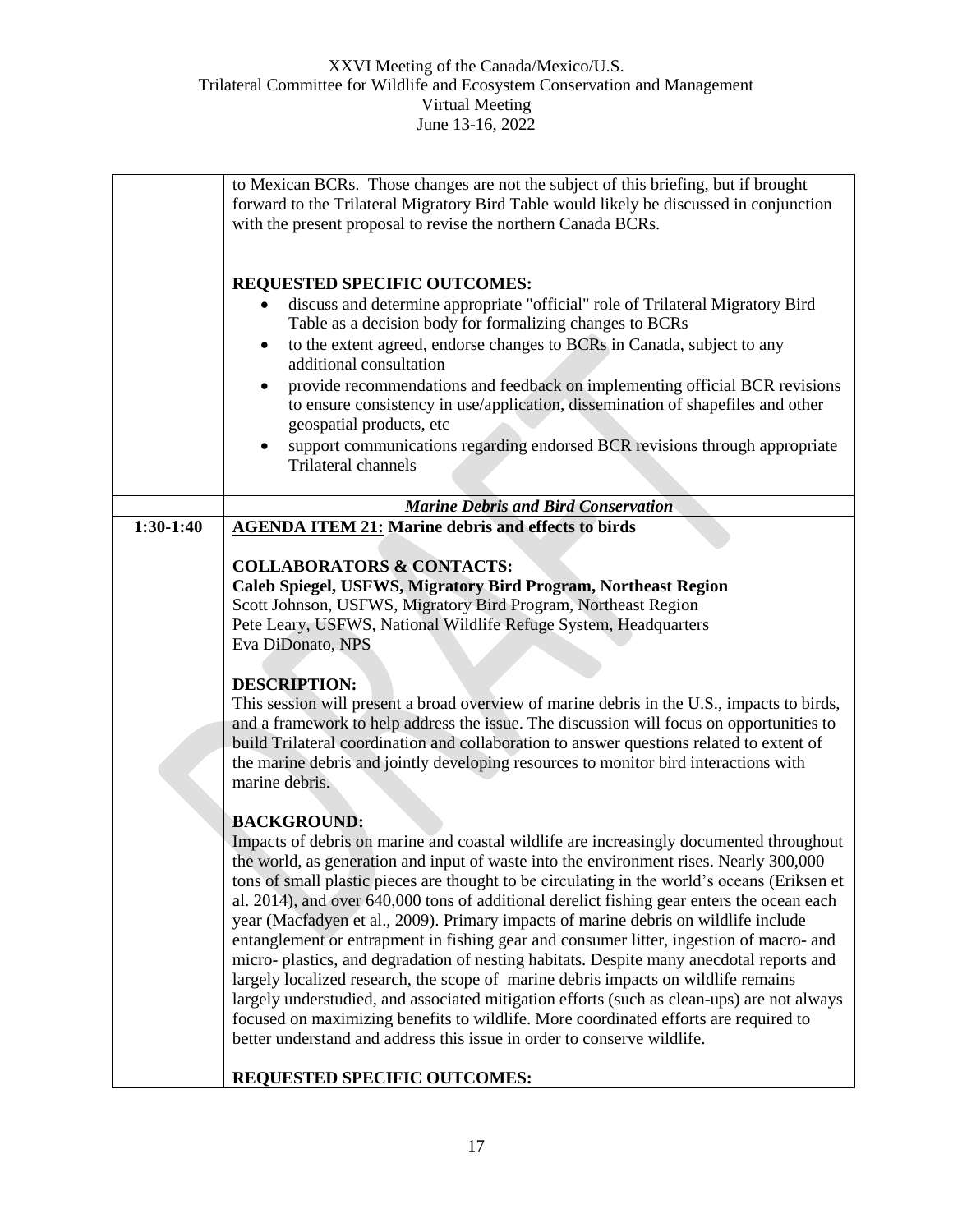to Mexican BCRs. Those changes are not the subject of this briefing, but if brought forward to the Trilateral Migratory Bird Table would likely be discussed in conjunction with the present proposal to revise the northern Canada BCRs.

**REQUESTED SPECIFIC OUTCOMES:**

- discuss and determine appropriate "official" role of Trilateral Migratory Bird Table as a decision body for formalizing changes to BCRs
- to the extent agreed, endorse changes to BCRs in Canada, subject to any additional consultation
- provide recommendations and feedback on implementing official BCR revisions to ensure consistency in use/application, dissemination of shapefiles and other geospatial products, etc
- support communications regarding endorsed BCR revisions through appropriate Trilateral channels

***Marine Debris and Bird Conservation***

**1:30-1:40**

**AGENDA ITEM 21: Marine debris and effects to birds**

**COLLABORATORS & CONTACTS:**

**Caleb Spiegel, USFWS, Migratory Bird Program, Northeast Region**
Scott Johnson, USFWS, Migratory Bird Program, Northeast Region
Pete Leary, USFWS, National Wildlife Refuge System, Headquarters
Eva DiDonato, NPS

**DESCRIPTION:**

This session will present a broad overview of marine debris in the U.S., impacts to birds, and a framework to help address the issue. The discussion will focus on opportunities to build Trilateral coordination and collaboration to answer questions related to extent of the marine debris and jointly developing resources to monitor bird interactions with marine debris.

**BACKGROUND:**

Impacts of debris on marine and coastal wildlife are increasingly documented throughout the world, as generation and input of waste into the environment rises. Nearly 300,000 tons of small plastic pieces are thought to be circulating in the world's oceans (Eriksen et al. 2014), and over 640,000 tons of additional derelict fishing gear enters the ocean each year (Macfadyen et al., 2009). Primary impacts of marine debris on wildlife include entanglement or entrapment in fishing gear and consumer litter, ingestion of macro- and micro- plastics, and degradation of nesting habitats. Despite many anecdotal reports and largely localized research, the scope of marine debris impacts on wildlife remains largely understudied, and associated mitigation efforts (such as clean-ups) are not always focused on maximizing benefits to wildlife. More coordinated efforts are required to better understand and address this issue in order to conserve wildlife.

**REQUESTED SPECIFIC OUTCOMES:**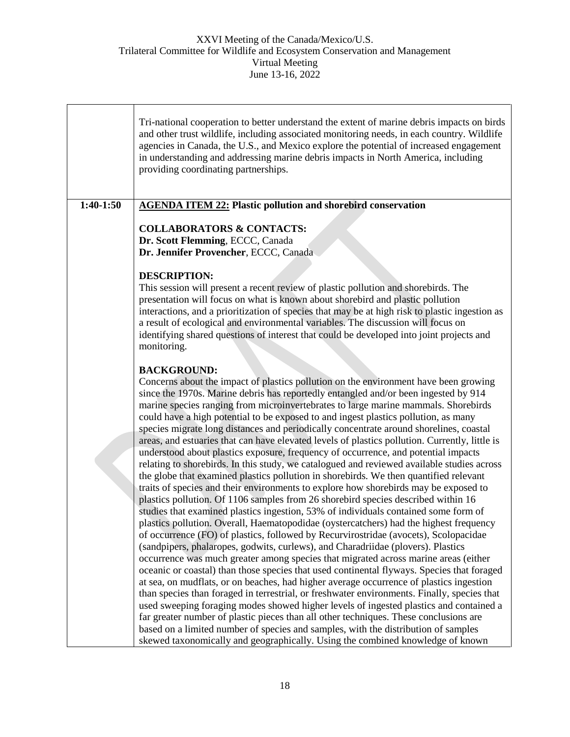| | |
|---|---|
| | Tri-national cooperation to better understand the extent of marine debris impacts on birds and other trust wildlife, including associated monitoring needs, in each country. Wildlife agencies in Canada, the U.S., and Mexico explore the potential of increased engagement in understanding and addressing marine debris impacts in North America, including providing coordinating partnerships. |
| **1:40-1:50** | **AGENDA ITEM 22: Plastic pollution and shorebird conservation**<br><br>**COLLABORATORS & CONTACTS:**<br>**Dr. Scott Flemming**, ECCC, Canada<br>**Dr. Jennifer Provencher**, ECCC, Canada<br><br>**DESCRIPTION:**<br>This session will present a recent review of plastic pollution and shorebirds. The presentation will focus on what is known about shorebird and plastic pollution interactions, and a prioritization of species that may be at high risk to plastic ingestion as a result of ecological and environmental variables. The discussion will focus on identifying shared questions of interest that could be developed into joint projects and monitoring.<br><br>**BACKGROUND:**<br>Concerns about the impact of plastics pollution on the environment have been growing since the 1970s. Marine debris has reportedly entangled and/or been ingested by 914 marine species ranging from microinvertebrates to large marine mammals. Shorebirds could have a high potential to be exposed to and ingest plastics pollution, as many species migrate long distances and periodically concentrate around shorelines, coastal areas, and estuaries that can have elevated levels of plastics pollution. Currently, little is understood about plastics exposure, frequency of occurrence, and potential impacts relating to shorebirds. In this study, we catalogued and reviewed available studies across the globe that examined plastics pollution in shorebirds. We then quantified relevant traits of species and their environments to explore how shorebirds may be exposed to plastics pollution. Of 1106 samples from 26 shorebird species described within 16 studies that examined plastics ingestion, 53% of individuals contained some form of plastics pollution. Overall, Haematopodidae (oystercatchers) had the highest frequency of occurrence (FO) of plastics, followed by Recurvirostridae (avocets), Scolopacidae (sandpipers, phalaropes, godwits, curlews), and Charadriidae (plovers). Plastics occurrence was much greater among species that migrated across marine areas (either oceanic or coastal) than those species that used continental flyways. Species that foraged at sea, on mudflats, or on beaches, had higher average occurrence of plastics ingestion than species than foraged in terrestrial, or freshwater environments. Finally, species that used sweeping foraging modes showed higher levels of ingested plastics and contained a far greater number of plastic pieces than all other techniques. These conclusions are based on a limited number of species and samples, with the distribution of samples skewed taxonomically and geographically. Using the combined knowledge of known |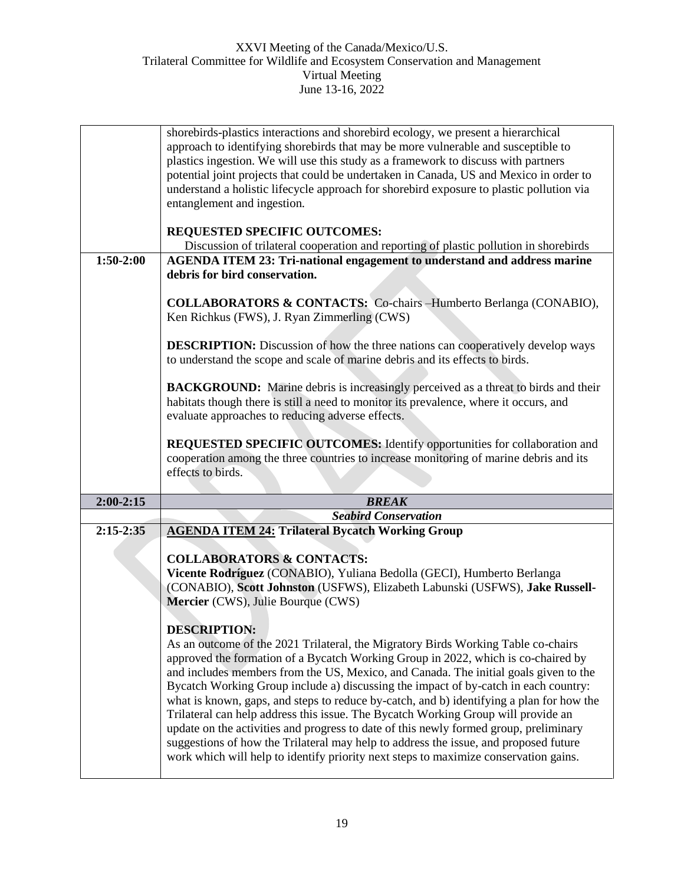| | |
|---|---|
| | shorebirds-plastics interactions and shorebird ecology, we present a hierarchical approach to identifying shorebirds that may be more vulnerable and susceptible to plastics ingestion. We will use this study as a framework to discuss with partners potential joint projects that could be undertaken in Canada, US and Mexico in order to understand a holistic lifecycle approach for shorebird exposure to plastic pollution via entanglement and ingestion.<br><br>**REQUESTED SPECIFIC OUTCOMES:**<br>Discussion of trilateral cooperation and reporting of plastic pollution in shorebirds |
| **1:50-2:00** | **AGENDA ITEM 23: Tri-national engagement to understand and address marine debris for bird conservation.**<br><br>**COLLABORATORS & CONTACTS:** Co-chairs –Humberto Berlanga (CONABIO), Ken Richkus (FWS), J. Ryan Zimmerling (CWS)<br><br>**DESCRIPTION:** Discussion of how the three nations can cooperatively develop ways to understand the scope and scale of marine debris and its effects to birds.<br><br>**BACKGROUND:** Marine debris is increasingly perceived as a threat to birds and their habitats though there is still a need to monitor its prevalence, where it occurs, and evaluate approaches to reducing adverse effects.<br><br>**REQUESTED SPECIFIC OUTCOMES:** Identify opportunities for collaboration and cooperation among the three countries to increase monitoring of marine debris and its effects to birds. |
| **2:00-2:15** | ***BREAK*** |
| | ***Seabird Conservation*** |
| **2:15-2:35** | **AGENDA ITEM 24: Trilateral Bycatch Working Group**<br><br>**COLLABORATORS & CONTACTS:**<br>**Vicente Rodríguez** (CONABIO), Yuliana Bedolla (GECI), Humberto Berlanga (CONABIO), **Scott Johnston** (USFWS), Elizabeth Labunski (USFWS), **Jake Russell-Mercier** (CWS), Julie Bourque (CWS)<br><br>**DESCRIPTION:**<br>As an outcome of the 2021 Trilateral, the Migratory Birds Working Table co-chairs approved the formation of a Bycatch Working Group in 2022, which is co-chaired by and includes members from the US, Mexico, and Canada. The initial goals given to the Bycatch Working Group include a) discussing the impact of by-catch in each country: what is known, gaps, and steps to reduce by-catch, and b) identifying a plan for how the Trilateral can help address this issue. The Bycatch Working Group will provide an update on the activities and progress to date of this newly formed group, preliminary suggestions of how the Trilateral may help to address the issue, and proposed future work which will help to identify priority next steps to maximize conservation gains. |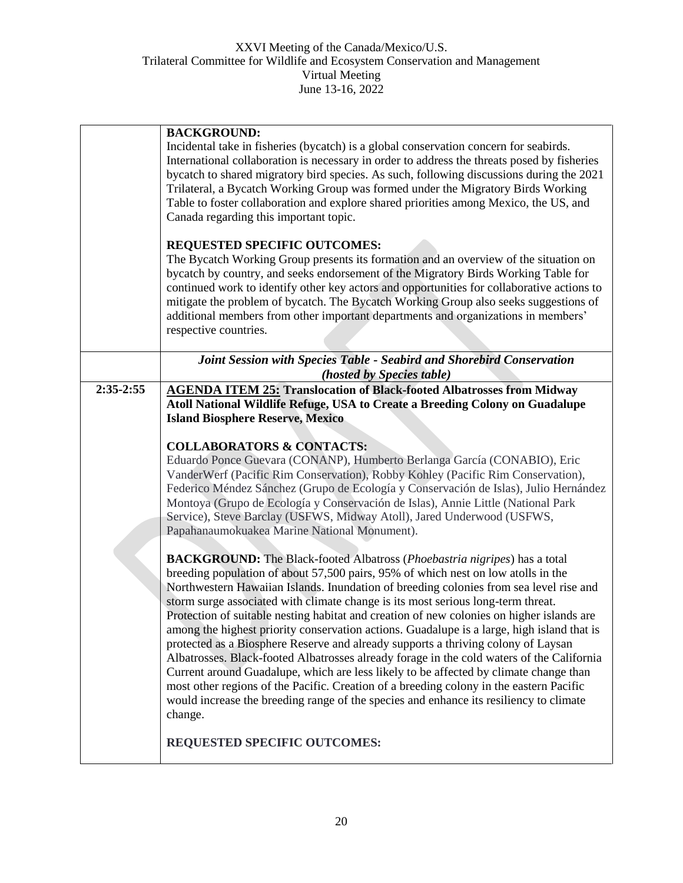| | |
|---|---|
| | **BACKGROUND:**<br>Incidental take in fisheries (bycatch) is a global conservation concern for seabirds. International collaboration is necessary in order to address the threats posed by fisheries bycatch to shared migratory bird species. As such, following discussions during the 2021 Trilateral, a Bycatch Working Group was formed under the Migratory Birds Working Table to foster collaboration and explore shared priorities among Mexico, the US, and Canada regarding this important topic.<br><br>**REQUESTED SPECIFIC OUTCOMES:**<br>The Bycatch Working Group presents its formation and an overview of the situation on bycatch by country, and seeks endorsement of the Migratory Birds Working Table for continued work to identify other key actors and opportunities for collaborative actions to mitigate the problem of bycatch. The Bycatch Working Group also seeks suggestions of additional members from other important departments and organizations in members' respective countries. |
| | ***Joint Session with Species Table - Seabird and Shorebird Conservation (hosted by Species table)*** |
| **2:35-2:55** | **AGENDA ITEM 25: Translocation of Black-footed Albatrosses from Midway Atoll National Wildlife Refuge, USA to Create a Breeding Colony on Guadalupe Island Biosphere Reserve, Mexico**<br><br>**COLLABORATORS & CONTACTS:**<br>Eduardo Ponce Guevara (CONANP), Humberto Berlanga García (CONABIO), Eric VanderWerf (Pacific Rim Conservation), Robby Kohley (Pacific Rim Conservation), Federico Méndez Sánchez (Grupo de Ecología y Conservación de Islas), Julio Hernández Montoya (Grupo de Ecología y Conservación de Islas), Annie Little (National Park Service), Steve Barclay (USFWS, Midway Atoll), Jared Underwood (USFWS, Papahanaumokuakea Marine National Monument).<br><br>**BACKGROUND:** The Black-footed Albatross (*Phoebastria nigripes*) has a total breeding population of about 57,500 pairs, 95% of which nest on low atolls in the Northwestern Hawaiian Islands. Inundation of breeding colonies from sea level rise and storm surge associated with climate change is its most serious long-term threat. Protection of suitable nesting habitat and creation of new colonies on higher islands are among the highest priority conservation actions. Guadalupe is a large, high island that is protected as a Biosphere Reserve and already supports a thriving colony of Laysan Albatrosses. Black-footed Albatrosses already forage in the cold waters of the California Current around Guadalupe, which are less likely to be affected by climate change than most other regions of the Pacific. Creation of a breeding colony in the eastern Pacific would increase the breeding range of the species and enhance its resiliency to climate change.<br><br>**REQUESTED SPECIFIC OUTCOMES:** |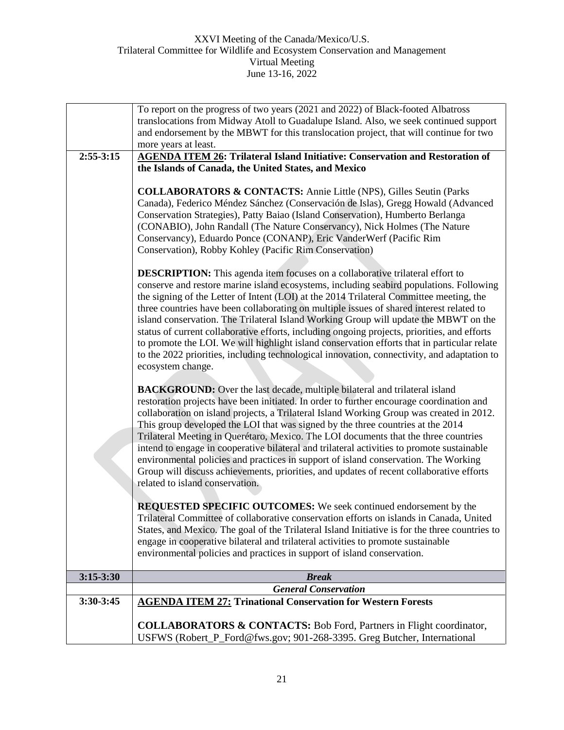| | |
|---|---|
| | To report on the progress of two years (2021 and 2022) of Black-footed Albatross translocations from Midway Atoll to Guadalupe Island. Also, we seek continued support and endorsement by the MBWT for this translocation project, that will continue for two more years at least. |
| **2:55-3:15** | **AGENDA ITEM 26: Trilateral Island Initiative: Conservation and Restoration of the Islands of Canada, the United States, and Mexico**<br><br>**COLLABORATORS & CONTACTS:** Annie Little (NPS), Gilles Seutin (Parks Canada), Federico Méndez Sánchez (Conservación de Islas), Gregg Howald (Advanced Conservation Strategies), Patty Baiao (Island Conservation), Humberto Berlanga (CONABIO), John Randall (The Nature Conservancy), Nick Holmes (The Nature Conservancy), Eduardo Ponce (CONANP), Eric VanderWerf (Pacific Rim Conservation), Robby Kohley (Pacific Rim Conservation)<br><br>**DESCRIPTION:** This agenda item focuses on a collaborative trilateral effort to conserve and restore marine island ecosystems, including seabird populations. Following the signing of the Letter of Intent (LOI) at the 2014 Trilateral Committee meeting, the three countries have been collaborating on multiple issues of shared interest related to island conservation. The Trilateral Island Working Group will update the MBWT on the status of current collaborative efforts, including ongoing projects, priorities, and efforts to promote the LOI. We will highlight island conservation efforts that in particular relate to the 2022 priorities, including technological innovation, connectivity, and adaptation to ecosystem change.<br><br>**BACKGROUND:** Over the last decade, multiple bilateral and trilateral island restoration projects have been initiated. In order to further encourage coordination and collaboration on island projects, a Trilateral Island Working Group was created in 2012. This group developed the LOI that was signed by the three countries at the 2014 Trilateral Meeting in Querétaro, Mexico. The LOI documents that the three countries intend to engage in cooperative bilateral and trilateral activities to promote sustainable environmental policies and practices in support of island conservation. The Working Group will discuss achievements, priorities, and updates of recent collaborative efforts related to island conservation.<br><br>**REQUESTED SPECIFIC OUTCOMES:** We seek continued endorsement by the Trilateral Committee of collaborative conservation efforts on islands in Canada, United States, and Mexico. The goal of the Trilateral Island Initiative is for the three countries to engage in cooperative bilateral and trilateral activities to promote sustainable environmental policies and practices in support of island conservation. |
| **3:15-3:30** | ***Break*** |
| | ***General Conservation*** |
| **3:30-3:45** | **AGENDA ITEM 27: Trinational Conservation for Western Forests**<br><br>**COLLABORATORS & CONTACTS:** Bob Ford, Partners in Flight coordinator, USFWS (Robert_P_Ford@fws.gov; 901-268-3395. Greg Butcher, International |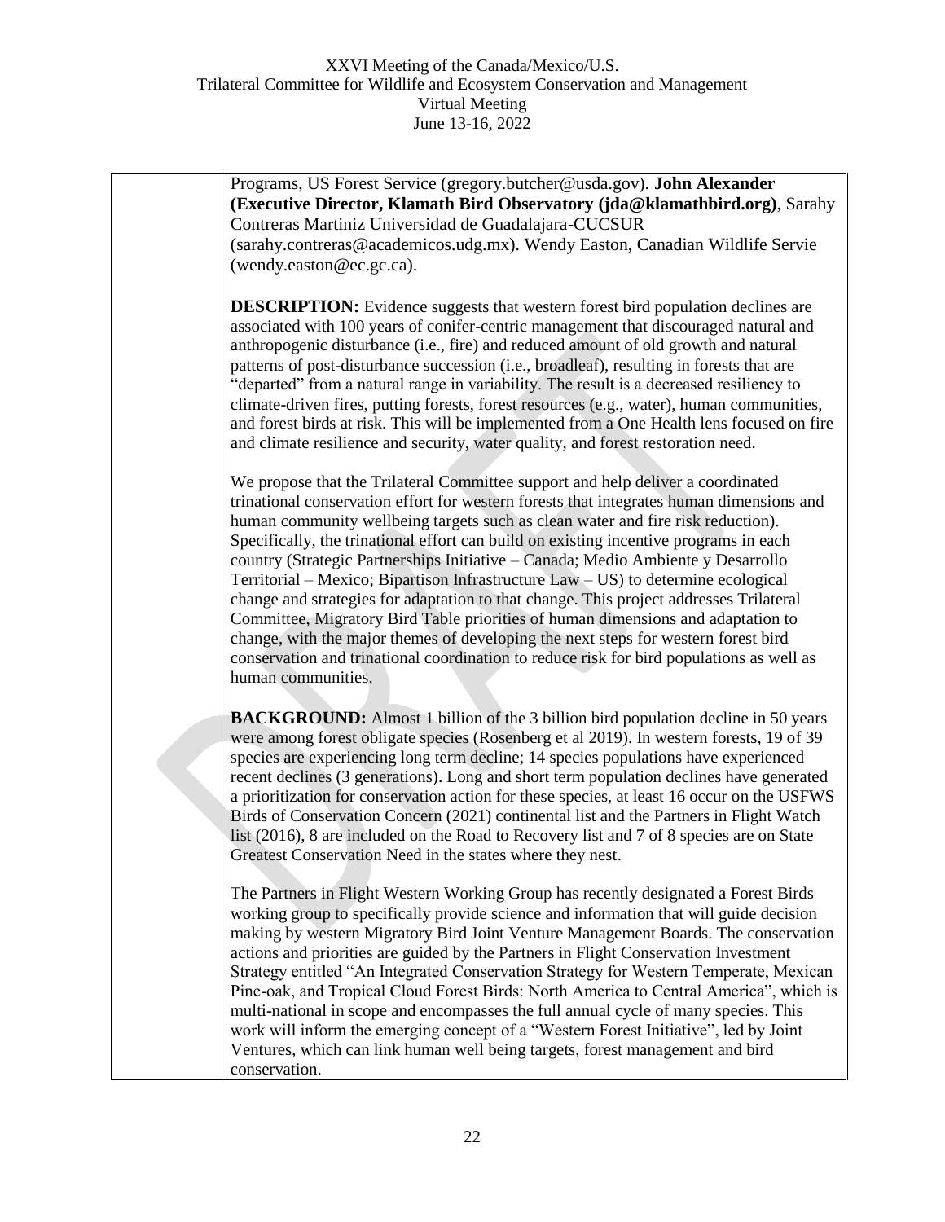| | Programs, US Forest Service (gregory.butcher@usda.gov). **John Alexander (Executive Director, Klamath Bird Observatory (jda@klamathbird.org)**, Sarahy Contreras Martiniz Universidad de Guadalajara-CUCSUR (sarahy.contreras@academicos.udg.mx). Wendy Easton, Canadian Wildlife Servie (wendy.easton@ec.gc.ca).<br><br>**DESCRIPTION:** Evidence suggests that western forest bird population declines are associated with 100 years of conifer-centric management that discouraged natural and anthropogenic disturbance (i.e., fire) and reduced amount of old growth and natural patterns of post-disturbance succession (i.e., broadleaf), resulting in forests that are "departed" from a natural range in variability. The result is a decreased resiliency to climate-driven fires, putting forests, forest resources (e.g., water), human communities, and forest birds at risk. This will be implemented from a One Health lens focused on fire and climate resilience and security, water quality, and forest restoration need.<br><br>We propose that the Trilateral Committee support and help deliver a coordinated trinational conservation effort for western forests that integrates human dimensions and human community wellbeing targets such as clean water and fire risk reduction). Specifically, the trinational effort can build on existing incentive programs in each country (Strategic Partnerships Initiative – Canada; Medio Ambiente y Desarrollo Territorial – Mexico; Bipartison Infrastructure Law – US) to determine ecological change and strategies for adaptation to that change. This project addresses Trilateral Committee, Migratory Bird Table priorities of human dimensions and adaptation to change, with the major themes of developing the next steps for western forest bird conservation and trinational coordination to reduce risk for bird populations as well as human communities.<br><br>**BACKGROUND:** Almost 1 billion of the 3 billion bird population decline in 50 years were among forest obligate species (Rosenberg et al 2019). In western forests, 19 of 39 species are experiencing long term decline; 14 species populations have experienced recent declines (3 generations). Long and short term population declines have generated a prioritization for conservation action for these species, at least 16 occur on the USFWS Birds of Conservation Concern (2021) continental list and the Partners in Flight Watch list (2016), 8 are included on the Road to Recovery list and 7 of 8 species are on State Greatest Conservation Need in the states where they nest.<br><br>The Partners in Flight Western Working Group has recently designated a Forest Birds working group to specifically provide science and information that will guide decision making by western Migratory Bird Joint Venture Management Boards. The conservation actions and priorities are guided by the Partners in Flight Conservation Investment Strategy entitled "An Integrated Conservation Strategy for Western Temperate, Mexican Pine-oak, and Tropical Cloud Forest Birds: North America to Central America", which is multi-national in scope and encompasses the full annual cycle of many species. This work will inform the emerging concept of a "Western Forest Initiative", led by Joint Ventures, which can link human well being targets, forest management and bird conservation. |
|---|---|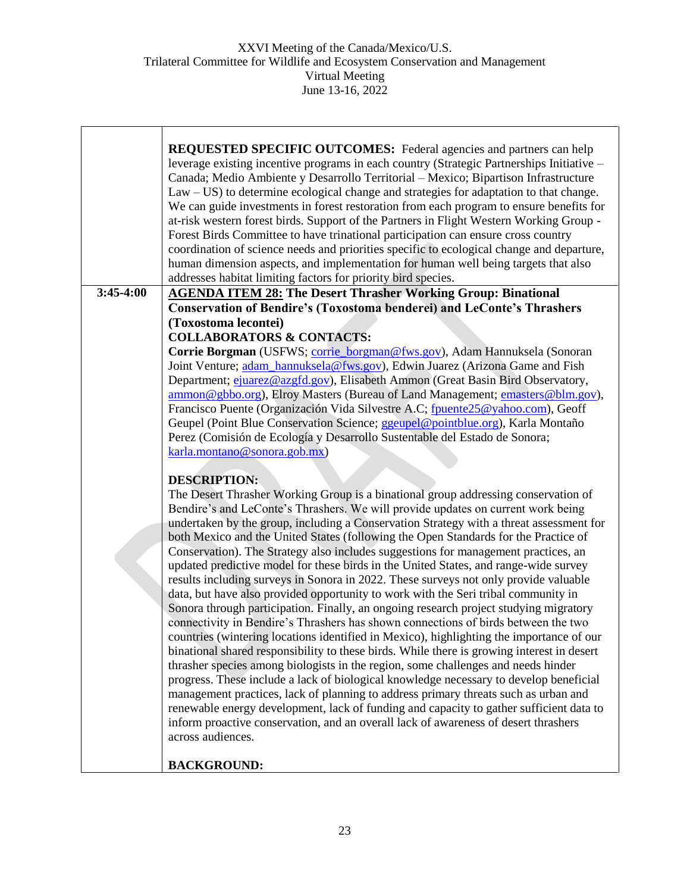| | |
|---|---|
| | **REQUESTED SPECIFIC OUTCOMES:** Federal agencies and partners can help leverage existing incentive programs in each country (Strategic Partnerships Initiative – Canada; Medio Ambiente y Desarrollo Territorial – Mexico; Bipartison Infrastructure Law – US) to determine ecological change and strategies for adaptation to that change. We can guide investments in forest restoration from each program to ensure benefits for at-risk western forest birds. Support of the Partners in Flight Western Working Group - Forest Birds Committee to have trinational participation can ensure cross country coordination of science needs and priorities specific to ecological change and departure, human dimension aspects, and implementation for human well being targets that also addresses habitat limiting factors for priority bird species. |
| **3:45-4:00** | **AGENDA ITEM 28: The Desert Thrasher Working Group: Binational Conservation of Bendire's (Toxostoma benderei) and LeConte's Thrashers (Toxostoma lecontei)**<br><br>**COLLABORATORS & CONTACTS:**<br>**Corrie Borgman** (USFWS; corrie_borgman@fws.gov), Adam Hannuksela (Sonoran Joint Venture; adam_hannuksela@fws.gov), Edwin Juarez (Arizona Game and Fish Department; ejuarez@azgfd.gov), Elisabeth Ammon (Great Basin Bird Observatory, ammon@gbbo.org), Elroy Masters (Bureau of Land Management; emasters@blm.gov), Francisco Puente (Organización Vida Silvestre A.C; fpuente25@yahoo.com), Geoff Geupel (Point Blue Conservation Science; ggeupel@pointblue.org), Karla Montaño Perez (Comisión de Ecología y Desarrollo Sustentable del Estado de Sonora; karla.montano@sonora.gob.mx)<br><br>**DESCRIPTION:**<br>The Desert Thrasher Working Group is a binational group addressing conservation of Bendire's and LeConte's Thrashers. We will provide updates on current work being undertaken by the group, including a Conservation Strategy with a threat assessment for both Mexico and the United States (following the Open Standards for the Practice of Conservation). The Strategy also includes suggestions for management practices, an updated predictive model for these birds in the United States, and range-wide survey results including surveys in Sonora in 2022. These surveys not only provide valuable data, but have also provided opportunity to work with the Seri tribal community in Sonora through participation. Finally, an ongoing research project studying migratory connectivity in Bendire's Thrashers has shown connections of birds between the two countries (wintering locations identified in Mexico), highlighting the importance of our binational shared responsibility to these birds. While there is growing interest in desert thrasher species among biologists in the region, some challenges and needs hinder progress. These include a lack of biological knowledge necessary to develop beneficial management practices, lack of planning to address primary threats such as urban and renewable energy development, lack of funding and capacity to gather sufficient data to inform proactive conservation, and an overall lack of awareness of desert thrashers across audiences.<br><br>**BACKGROUND:** |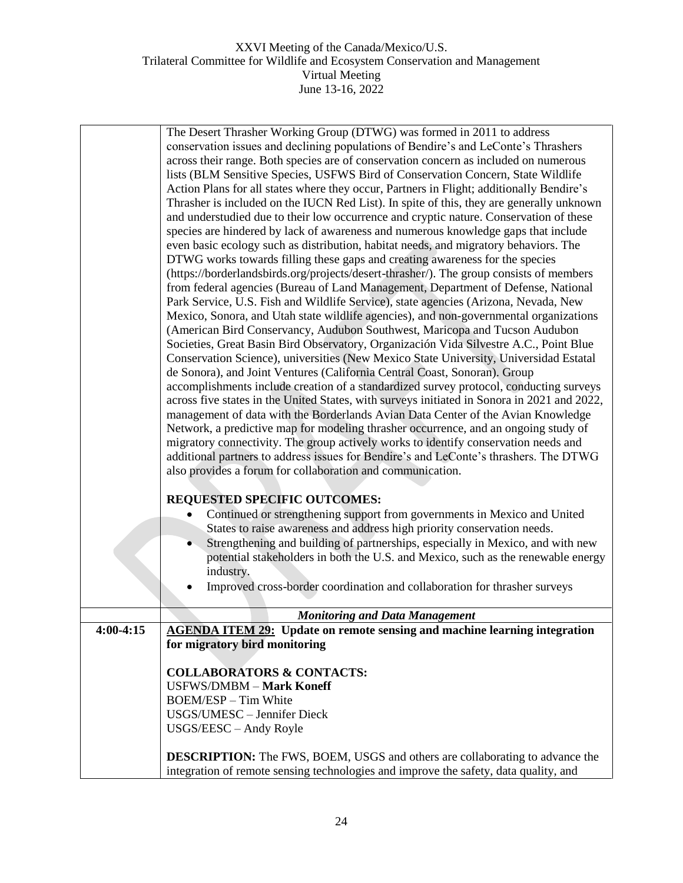| | |
|---|---|
| | The Desert Thrasher Working Group (DTWG) was formed in 2011 to address conservation issues and declining populations of Bendire's and LeConte's Thrashers across their range. Both species are of conservation concern as included on numerous lists (BLM Sensitive Species, USFWS Bird of Conservation Concern, State Wildlife Action Plans for all states where they occur, Partners in Flight; additionally Bendire's Thrasher is included on the IUCN Red List). In spite of this, they are generally unknown and understudied due to their low occurrence and cryptic nature. Conservation of these species are hindered by lack of awareness and numerous knowledge gaps that include even basic ecology such as distribution, habitat needs, and migratory behaviors. The DTWG works towards filling these gaps and creating awareness for the species (https://borderlandsbirds.org/projects/desert-thrasher/). The group consists of members from federal agencies (Bureau of Land Management, Department of Defense, National Park Service, U.S. Fish and Wildlife Service), state agencies (Arizona, Nevada, New Mexico, Sonora, and Utah state wildlife agencies), and non-governmental organizations (American Bird Conservancy, Audubon Southwest, Maricopa and Tucson Audubon Societies, Great Basin Bird Observatory, Organización Vida Silvestre A.C., Point Blue Conservation Science), universities (New Mexico State University, Universidad Estatal de Sonora), and Joint Ventures (California Central Coast, Sonoran). Group accomplishments include creation of a standardized survey protocol, conducting surveys across five states in the United States, with surveys initiated in Sonora in 2021 and 2022, management of data with the Borderlands Avian Data Center of the Avian Knowledge Network, a predictive map for modeling thrasher occurrence, and an ongoing study of migratory connectivity. The group actively works to identify conservation needs and additional partners to address issues for Bendire's and LeConte's thrashers. The DTWG also provides a forum for collaboration and communication.<br><br>**REQUESTED SPECIFIC OUTCOMES:**<br>• Continued or strengthening support from governments in Mexico and United States to raise awareness and address high priority conservation needs.<br>• Strengthening and building of partnerships, especially in Mexico, and with new potential stakeholders in both the U.S. and Mexico, such as the renewable energy industry.<br>• Improved cross-border coordination and collaboration for thrasher surveys |
| | ***Monitoring and Data Management*** |
| **4:00-4:15** | **<u>AGENDA ITEM 29:</u> Update on remote sensing and machine learning integration for migratory bird monitoring**<br><br>**COLLABORATORS & CONTACTS:**<br>USFWS/DMBM – **Mark Koneff**<br>BOEM/ESP – Tim White<br>USGS/UMESC – Jennifer Dieck<br>USGS/EESC – Andy Royle<br><br>**DESCRIPTION:** The FWS, BOEM, USGS and others are collaborating to advance the integration of remote sensing technologies and improve the safety, data quality, and |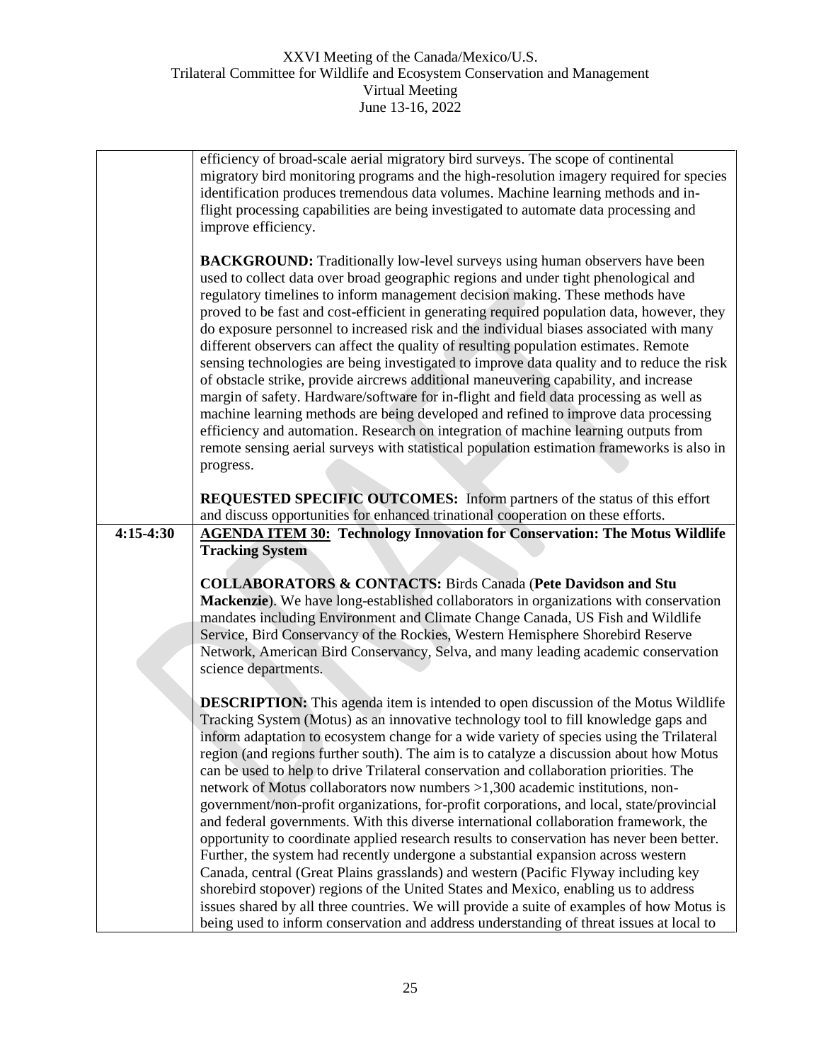| | |
|---|---|
| | efficiency of broad-scale aerial migratory bird surveys. The scope of continental migratory bird monitoring programs and the high-resolution imagery required for species identification produces tremendous data volumes. Machine learning methods and in-flight processing capabilities are being investigated to automate data processing and improve efficiency.<br><br>**BACKGROUND:** Traditionally low-level surveys using human observers have been used to collect data over broad geographic regions and under tight phenological and regulatory timelines to inform management decision making. These methods have proved to be fast and cost-efficient in generating required population data, however, they do exposure personnel to increased risk and the individual biases associated with many different observers can affect the quality of resulting population estimates. Remote sensing technologies are being investigated to improve data quality and to reduce the risk of obstacle strike, provide aircrews additional maneuvering capability, and increase margin of safety. Hardware/software for in-flight and field data processing as well as machine learning methods are being developed and refined to improve data processing efficiency and automation. Research on integration of machine learning outputs from remote sensing aerial surveys with statistical population estimation frameworks is also in progress.<br><br>**REQUESTED SPECIFIC OUTCOMES:** Inform partners of the status of this effort and discuss opportunities for enhanced trinational cooperation on these efforts. |
| **4:15-4:30** | **AGENDA ITEM 30: Technology Innovation for Conservation: The Motus Wildlife Tracking System**<br><br>**COLLABORATORS & CONTACTS:** Birds Canada (**Pete Davidson and Stu Mackenzie**). We have long-established collaborators in organizations with conservation mandates including Environment and Climate Change Canada, US Fish and Wildlife Service, Bird Conservancy of the Rockies, Western Hemisphere Shorebird Reserve Network, American Bird Conservancy, Selva, and many leading academic conservation science departments.<br><br>**DESCRIPTION:** This agenda item is intended to open discussion of the Motus Wildlife Tracking System (Motus) as an innovative technology tool to fill knowledge gaps and inform adaptation to ecosystem change for a wide variety of species using the Trilateral region (and regions further south). The aim is to catalyze a discussion about how Motus can be used to help to drive Trilateral conservation and collaboration priorities. The network of Motus collaborators now numbers >1,300 academic institutions, non-government/non-profit organizations, for-profit corporations, and local, state/provincial and federal governments. With this diverse international collaboration framework, the opportunity to coordinate applied research results to conservation has never been better. Further, the system had recently undergone a substantial expansion across western Canada, central (Great Plains grasslands) and western (Pacific Flyway including key shorebird stopover) regions of the United States and Mexico, enabling us to address issues shared by all three countries. We will provide a suite of examples of how Motus is being used to inform conservation and address understanding of threat issues at local to |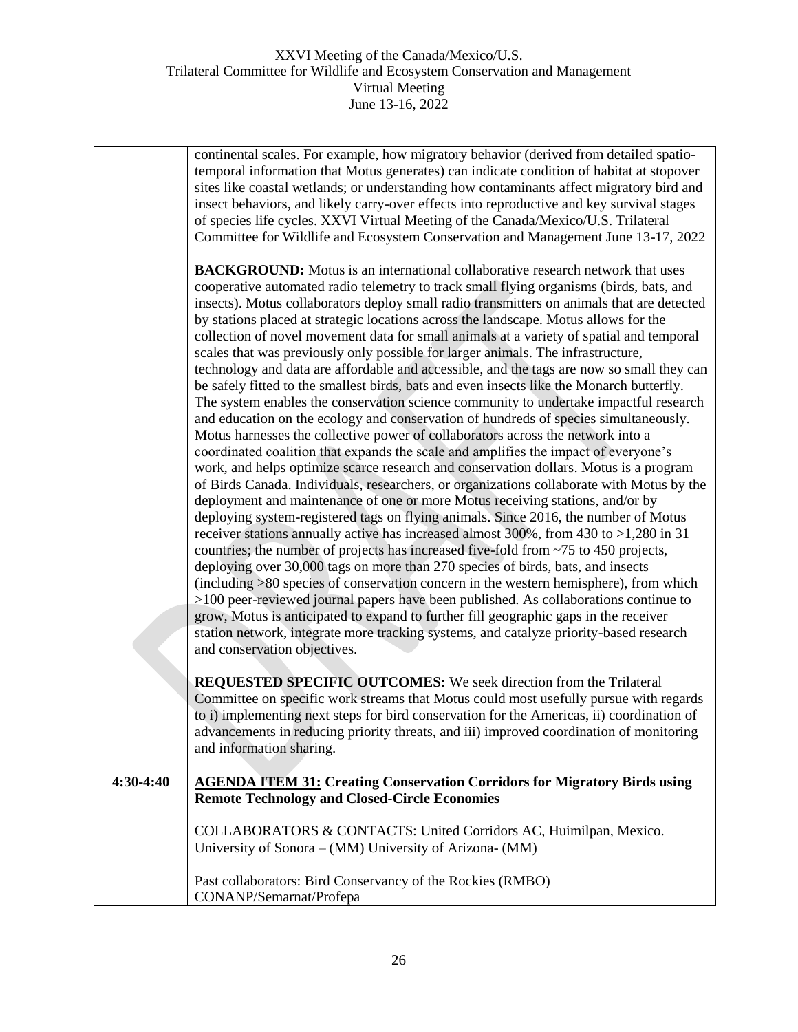| | |
|---|---|
| | continental scales. For example, how migratory behavior (derived from detailed spatio-temporal information that Motus generates) can indicate condition of habitat at stopover sites like coastal wetlands; or understanding how contaminants affect migratory bird and insect behaviors, and likely carry-over effects into reproductive and key survival stages of species life cycles. XXVI Virtual Meeting of the Canada/Mexico/U.S. Trilateral Committee for Wildlife and Ecosystem Conservation and Management June 13-17, 2022<br><br>**BACKGROUND:** Motus is an international collaborative research network that uses cooperative automated radio telemetry to track small flying organisms (birds, bats, and insects). Motus collaborators deploy small radio transmitters on animals that are detected by stations placed at strategic locations across the landscape. Motus allows for the collection of novel movement data for small animals at a variety of spatial and temporal scales that was previously only possible for larger animals. The infrastructure, technology and data are affordable and accessible, and the tags are now so small they can be safely fitted to the smallest birds, bats and even insects like the Monarch butterfly. The system enables the conservation science community to undertake impactful research and education on the ecology and conservation of hundreds of species simultaneously. Motus harnesses the collective power of collaborators across the network into a coordinated coalition that expands the scale and amplifies the impact of everyone's work, and helps optimize scarce research and conservation dollars. Motus is a program of Birds Canada. Individuals, researchers, or organizations collaborate with Motus by the deployment and maintenance of one or more Motus receiving stations, and/or by deploying system-registered tags on flying animals. Since 2016, the number of Motus receiver stations annually active has increased almost 300%, from 430 to >1,280 in 31 countries; the number of projects has increased five-fold from ~75 to 450 projects, deploying over 30,000 tags on more than 270 species of birds, bats, and insects (including >80 species of conservation concern in the western hemisphere), from which >100 peer-reviewed journal papers have been published. As collaborations continue to grow, Motus is anticipated to expand to further fill geographic gaps in the receiver station network, integrate more tracking systems, and catalyze priority-based research and conservation objectives.<br><br>**REQUESTED SPECIFIC OUTCOMES:** We seek direction from the Trilateral Committee on specific work streams that Motus could most usefully pursue with regards to i) implementing next steps for bird conservation for the Americas, ii) coordination of advancements in reducing priority threats, and iii) improved coordination of monitoring and information sharing. |
| **4:30-4:40** | **<u>AGENDA ITEM 31:</u> Creating Conservation Corridors for Migratory Birds using Remote Technology and Closed-Circle Economies**<br><br>COLLABORATORS & CONTACTS: United Corridors AC, Huimilpan, Mexico. University of Sonora – (MM) University of Arizona- (MM)<br><br>Past collaborators: Bird Conservancy of the Rockies (RMBO) CONANP/Semarnat/Profepa |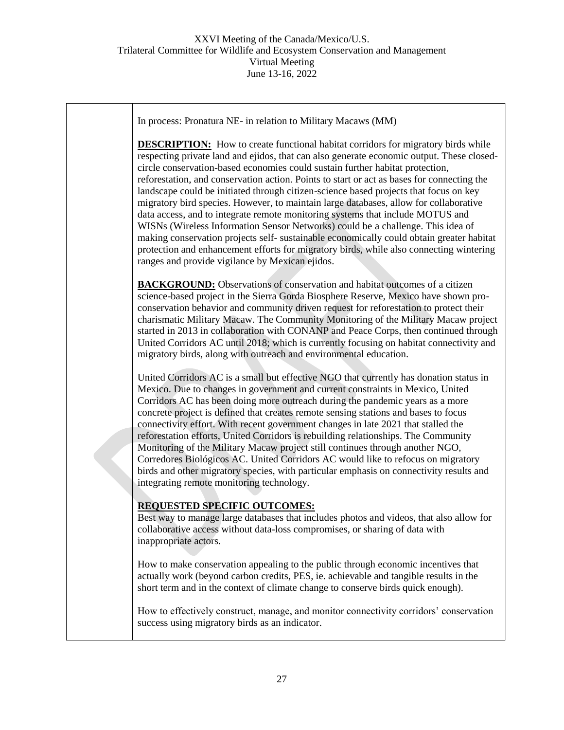In process: Pronatura NE- in relation to Military Macaws (MM)

**DESCRIPTION:** How to create functional habitat corridors for migratory birds while respecting private land and ejidos, that can also generate economic output. These closed-circle conservation-based economies could sustain further habitat protection, reforestation, and conservation action. Points to start or act as bases for connecting the landscape could be initiated through citizen-science based projects that focus on key migratory bird species. However, to maintain large databases, allow for collaborative data access, and to integrate remote monitoring systems that include MOTUS and WISNs (Wireless Information Sensor Networks) could be a challenge. This idea of making conservation projects self- sustainable economically could obtain greater habitat protection and enhancement efforts for migratory birds, while also connecting wintering ranges and provide vigilance by Mexican ejidos.

**BACKGROUND:** Observations of conservation and habitat outcomes of a citizen science-based project in the Sierra Gorda Biosphere Reserve, Mexico have shown pro-conservation behavior and community driven request for reforestation to protect their charismatic Military Macaw. The Community Monitoring of the Military Macaw project started in 2013 in collaboration with CONANP and Peace Corps, then continued through United Corridors AC until 2018; which is currently focusing on habitat connectivity and migratory birds, along with outreach and environmental education.

United Corridors AC is a small but effective NGO that currently has donation status in Mexico. Due to changes in government and current constraints in Mexico, United Corridors AC has been doing more outreach during the pandemic years as a more concrete project is defined that creates remote sensing stations and bases to focus connectivity effort. With recent government changes in late 2021 that stalled the reforestation efforts, United Corridors is rebuilding relationships. The Community Monitoring of the Military Macaw project still continues through another NGO, Corredores Biológicos AC. United Corridors AC would like to refocus on migratory birds and other migratory species, with particular emphasis on connectivity results and integrating remote monitoring technology.

**REQUESTED SPECIFIC OUTCOMES:**

Best way to manage large databases that includes photos and videos, that also allow for collaborative access without data-loss compromises, or sharing of data with inappropriate actors.

How to make conservation appealing to the public through economic incentives that actually work (beyond carbon credits, PES, ie. achievable and tangible results in the short term and in the context of climate change to conserve birds quick enough).

How to effectively construct, manage, and monitor connectivity corridors' conservation success using migratory birds as an indicator.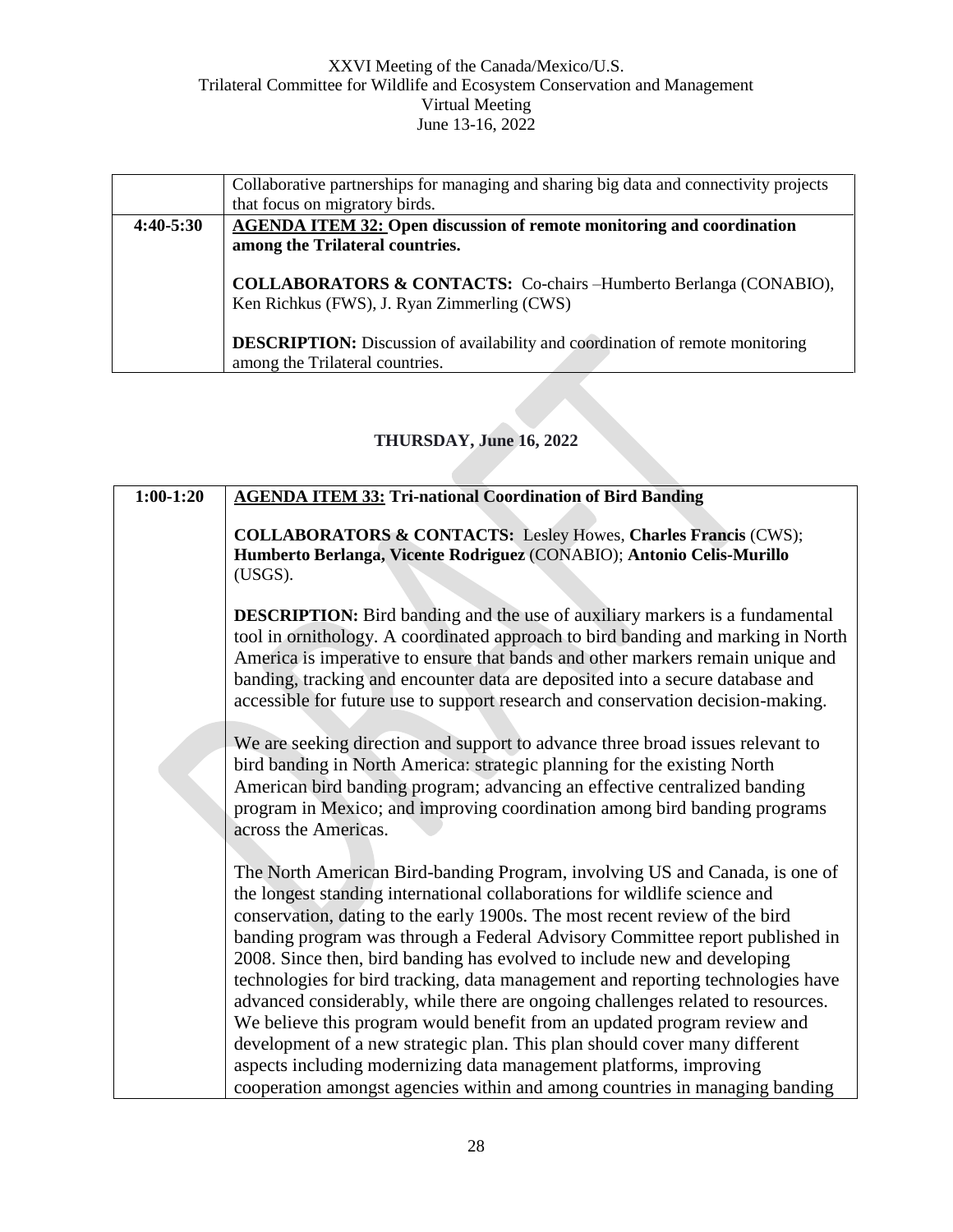| | Collaborative partnerships for managing and sharing big data and connectivity projects that focus on migratory birds. |
|---|---|
| **4:40-5:30** | **AGENDA ITEM 32: Open discussion of remote monitoring and coordination among the Trilateral countries.**<br><br>**COLLABORATORS & CONTACTS:** Co-chairs –Humberto Berlanga (CONABIO), Ken Richkus (FWS), J. Ryan Zimmerling (CWS)<br><br>**DESCRIPTION:** Discussion of availability and coordination of remote monitoring among the Trilateral countries. |

## THURSDAY, June 16, 2022

| | |
|---|---|
| **1:00-1:20** | **AGENDA ITEM 33: Tri-national Coordination of Bird Banding**<br><br>**COLLABORATORS & CONTACTS:** Lesley Howes, **Charles Francis** (CWS); **Humberto Berlanga, Vicente Rodriguez** (CONABIO); **Antonio Celis-Murillo** (USGS).<br><br>**DESCRIPTION:** Bird banding and the use of auxiliary markers is a fundamental tool in ornithology. A coordinated approach to bird banding and marking in North America is imperative to ensure that bands and other markers remain unique and banding, tracking and encounter data are deposited into a secure database and accessible for future use to support research and conservation decision-making.<br><br>We are seeking direction and support to advance three broad issues relevant to bird banding in North America: strategic planning for the existing North American bird banding program; advancing an effective centralized banding program in Mexico; and improving coordination among bird banding programs across the Americas.<br><br>The North American Bird-banding Program, involving US and Canada, is one of the longest standing international collaborations for wildlife science and conservation, dating to the early 1900s. The most recent review of the bird banding program was through a Federal Advisory Committee report published in 2008. Since then, bird banding has evolved to include new and developing technologies for bird tracking, data management and reporting technologies have advanced considerably, while there are ongoing challenges related to resources. We believe this program would benefit from an updated program review and development of a new strategic plan. This plan should cover many different aspects including modernizing data management platforms, improving cooperation amongst agencies within and among countries in managing banding |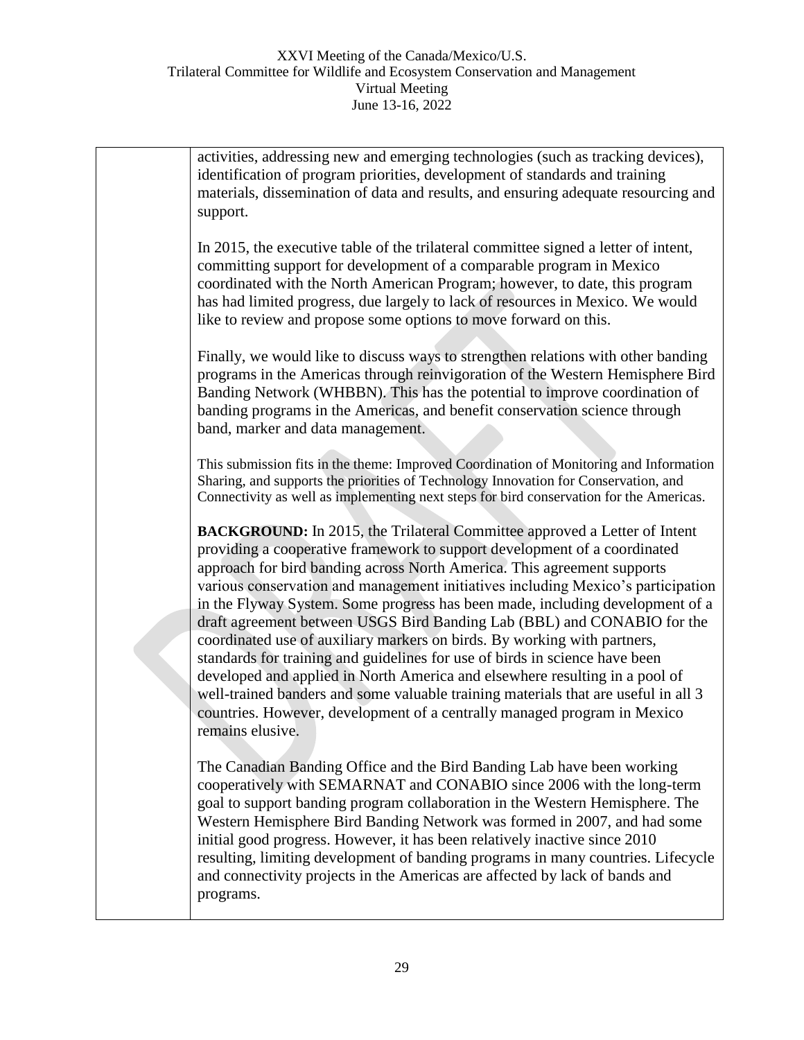| | activities, addressing new and emerging technologies (such as tracking devices), identification of program priorities, development of standards and training materials, dissemination of data and results, and ensuring adequate resourcing and support.<br><br>In 2015, the executive table of the trilateral committee signed a letter of intent, committing support for development of a comparable program in Mexico coordinated with the North American Program; however, to date, this program has had limited progress, due largely to lack of resources in Mexico. We would like to review and propose some options to move forward on this.<br><br>Finally, we would like to discuss ways to strengthen relations with other banding programs in the Americas through reinvigoration of the Western Hemisphere Bird Banding Network (WHBBN). This has the potential to improve coordination of banding programs in the Americas, and benefit conservation science through band, marker and data management.<br><br>This submission fits in the theme: Improved Coordination of Monitoring and Information Sharing, and supports the priorities of Technology Innovation for Conservation, and Connectivity as well as implementing next steps for bird conservation for the Americas.<br><br>**BACKGROUND:** In 2015, the Trilateral Committee approved a Letter of Intent providing a cooperative framework to support development of a coordinated approach for bird banding across North America. This agreement supports various conservation and management initiatives including Mexico's participation in the Flyway System. Some progress has been made, including development of a draft agreement between USGS Bird Banding Lab (BBL) and CONABIO for the coordinated use of auxiliary markers on birds. By working with partners, standards for training and guidelines for use of birds in science have been developed and applied in North America and elsewhere resulting in a pool of well-trained banders and some valuable training materials that are useful in all 3 countries. However, development of a centrally managed program in Mexico remains elusive.<br><br>The Canadian Banding Office and the Bird Banding Lab have been working cooperatively with SEMARNAT and CONABIO since 2006 with the long-term goal to support banding program collaboration in the Western Hemisphere. The Western Hemisphere Bird Banding Network was formed in 2007, and had some initial good progress. However, it has been relatively inactive since 2010 resulting, limiting development of banding programs in many countries. Lifecycle and connectivity projects in the Americas are affected by lack of bands and programs. |
|---|---|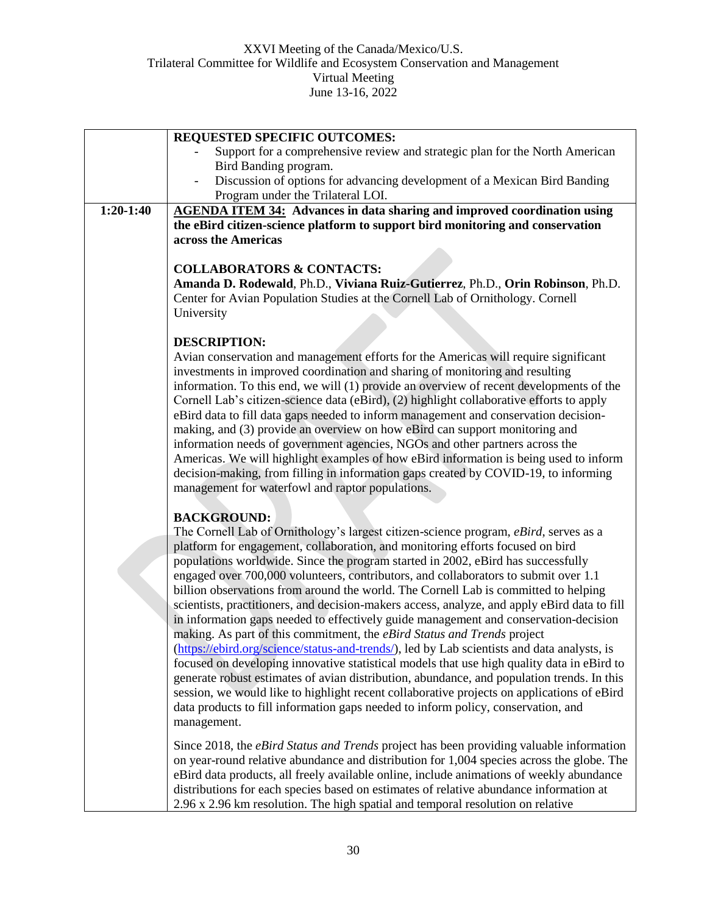| | |
|---|---|
| | **REQUESTED SPECIFIC OUTCOMES:**<br>- Support for a comprehensive review and strategic plan for the North American Bird Banding program.<br>- Discussion of options for advancing development of a Mexican Bird Banding Program under the Trilateral LOI. |
| **1:20-1:40** | **AGENDA ITEM 34: Advances in data sharing and improved coordination using the eBird citizen-science platform to support bird monitoring and conservation across the Americas**<br><br>**COLLABORATORS & CONTACTS:**<br>**Amanda D. Rodewald**, Ph.D., **Viviana Ruiz-Gutierrez**, Ph.D., **Orin Robinson**, Ph.D. Center for Avian Population Studies at the Cornell Lab of Ornithology. Cornell University<br><br>**DESCRIPTION:**<br>Avian conservation and management efforts for the Americas will require significant investments in improved coordination and sharing of monitoring and resulting information. To this end, we will (1) provide an overview of recent developments of the Cornell Lab's citizen-science data (eBird), (2) highlight collaborative efforts to apply eBird data to fill data gaps needed to inform management and conservation decision-making, and (3) provide an overview on how eBird can support monitoring and information needs of government agencies, NGOs and other partners across the Americas. We will highlight examples of how eBird information is being used to inform decision-making, from filling in information gaps created by COVID-19, to informing management for waterfowl and raptor populations.<br><br>**BACKGROUND:**<br>The Cornell Lab of Ornithology's largest citizen-science program, *eBird*, serves as a platform for engagement, collaboration, and monitoring efforts focused on bird populations worldwide. Since the program started in 2002, eBird has successfully engaged over 700,000 volunteers, contributors, and collaborators to submit over 1.1 billion observations from around the world. The Cornell Lab is committed to helping scientists, practitioners, and decision-makers access, analyze, and apply eBird data to fill in information gaps needed to effectively guide management and conservation-decision making. As part of this commitment, the *eBird Status and Trends* project (https://ebird.org/science/status-and-trends/), led by Lab scientists and data analysts, is focused on developing innovative statistical models that use high quality data in eBird to generate robust estimates of avian distribution, abundance, and population trends. In this session, we would like to highlight recent collaborative projects on applications of eBird data products to fill information gaps needed to inform policy, conservation, and management.<br><br>Since 2018, the *eBird Status and Trends* project has been providing valuable information on year-round relative abundance and distribution for 1,004 species across the globe. The eBird data products, all freely available online, include animations of weekly abundance distributions for each species based on estimates of relative abundance information at 2.96 x 2.96 km resolution. The high spatial and temporal resolution on relative |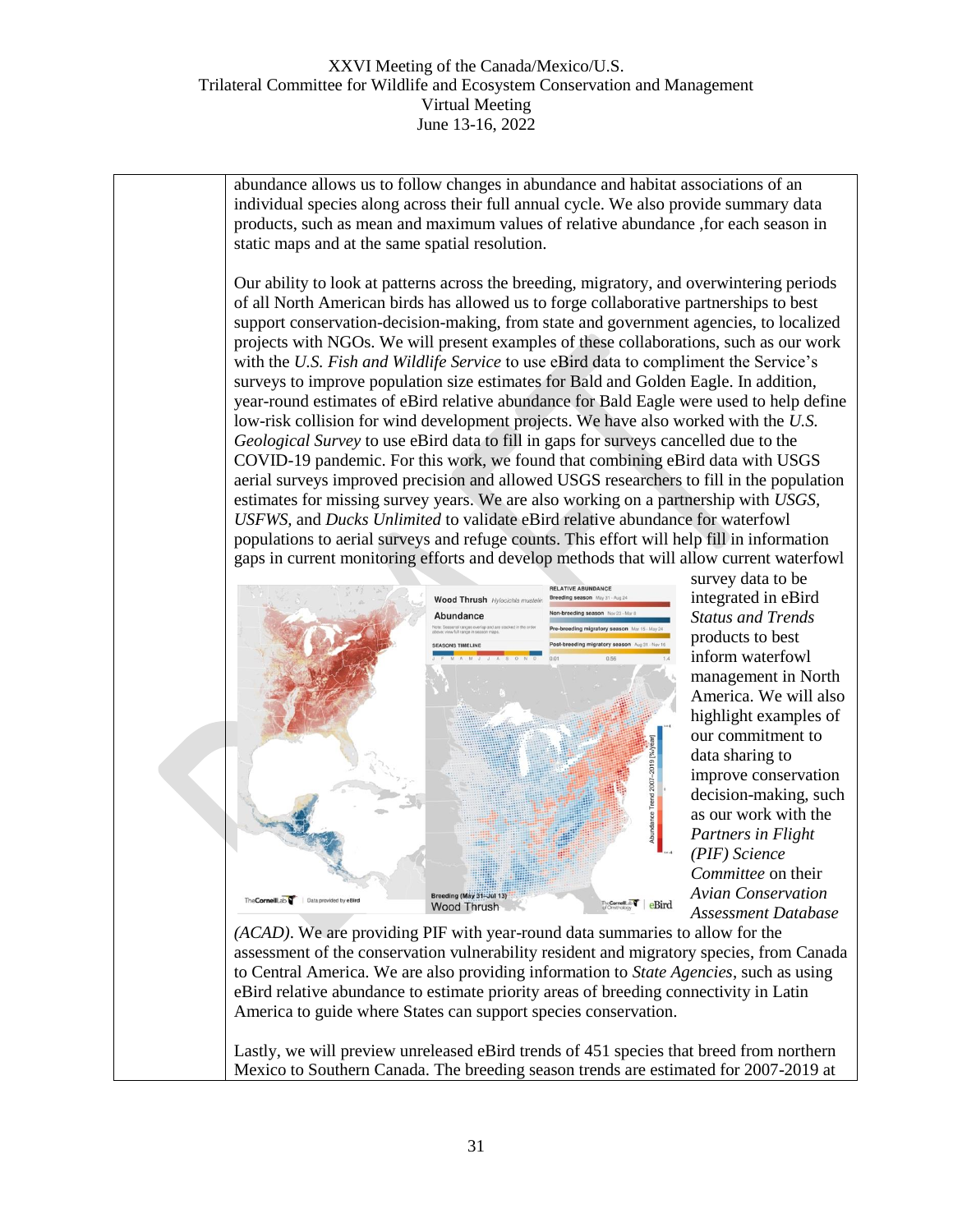abundance allows us to follow changes in abundance and habitat associations of an individual species along across their full annual cycle. We also provide summary data products, such as mean and maximum values of relative abundance ,for each season in static maps and at the same spatial resolution.

Our ability to look at patterns across the breeding, migratory, and overwintering periods of all North American birds has allowed us to forge collaborative partnerships to best support conservation-decision-making, from state and government agencies, to localized projects with NGOs. We will present examples of these collaborations, such as our work with the *U.S. Fish and Wildlife Service* to use eBird data to compliment the Service's surveys to improve population size estimates for Bald and Golden Eagle. In addition, year-round estimates of eBird relative abundance for Bald Eagle were used to help define low-risk collision for wind development projects. We have also worked with the *U.S. Geological Survey* to use eBird data to fill in gaps for surveys cancelled due to the COVID-19 pandemic. For this work, we found that combining eBird data with USGS aerial surveys improved precision and allowed USGS researchers to fill in the population estimates for missing survey years. We are also working on a partnership with *USGS, USFWS,* and *Ducks Unlimited* to validate eBird relative abundance for waterfowl populations to aerial surveys and refuge counts. This effort will help fill in information gaps in current monitoring efforts and develop methods that will allow current waterfowl survey data to be integrated in eBird *Status and Trends* products to best inform waterfowl management in North America. We will also highlight examples of our commitment to data sharing to improve conservation decision-making, such as our work with the *Partners in Flight (PIF) Science Committee* on their *Avian Conservation Assessment Database (ACAD)*. We are providing PIF with year-round data summaries to allow for the assessment of the conservation vulnerability resident and migratory species, from Canada to Central America. We are also providing information to *State Agencies*, such as using eBird relative abundance to estimate priority areas of breeding connectivity in Latin America to guide where States can support species conservation.

Lastly, we will preview unreleased eBird trends of 451 species that breed from northern Mexico to Southern Canada. The breeding season trends are estimated for 2007-2019 at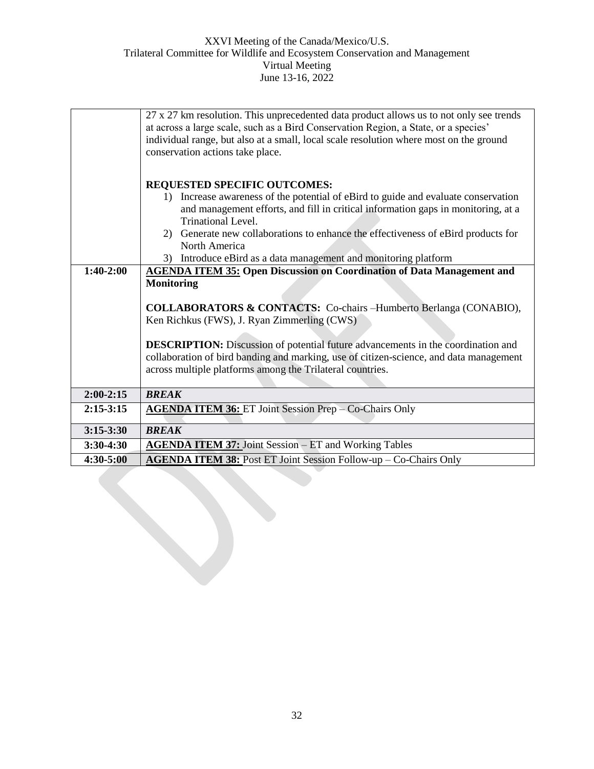| | |
|---|---|
| | 27 x 27 km resolution. This unprecedented data product allows us to not only see trends at across a large scale, such as a Bird Conservation Region, a State, or a species' individual range, but also at a small, local scale resolution where most on the ground conservation actions take place.<br><br>**REQUESTED SPECIFIC OUTCOMES:**<br>1) Increase awareness of the potential of eBird to guide and evaluate conservation and management efforts, and fill in critical information gaps in monitoring, at a Trinational Level.<br>2) Generate new collaborations to enhance the effectiveness of eBird products for North America<br>3) Introduce eBird as a data management and monitoring platform |
| **1:40-2:00** | **AGENDA ITEM 35: Open Discussion on Coordination of Data Management and Monitoring**<br><br>**COLLABORATORS & CONTACTS:** Co-chairs –Humberto Berlanga (CONABIO), Ken Richkus (FWS), J. Ryan Zimmerling (CWS)<br><br>**DESCRIPTION:** Discussion of potential future advancements in the coordination and collaboration of bird banding and marking, use of citizen-science, and data management across multiple platforms among the Trilateral countries. |
| **2:00-2:15** | ***BREAK*** |
| **2:15-3:15** | **AGENDA ITEM 36:** ET Joint Session Prep – Co-Chairs Only |
| **3:15-3:30** | ***BREAK*** |
| **3:30-4:30** | **AGENDA ITEM 37:** Joint Session – ET and Working Tables |
| **4:30-5:00** | **AGENDA ITEM 38:** Post ET Joint Session Follow-up – Co-Chairs Only |